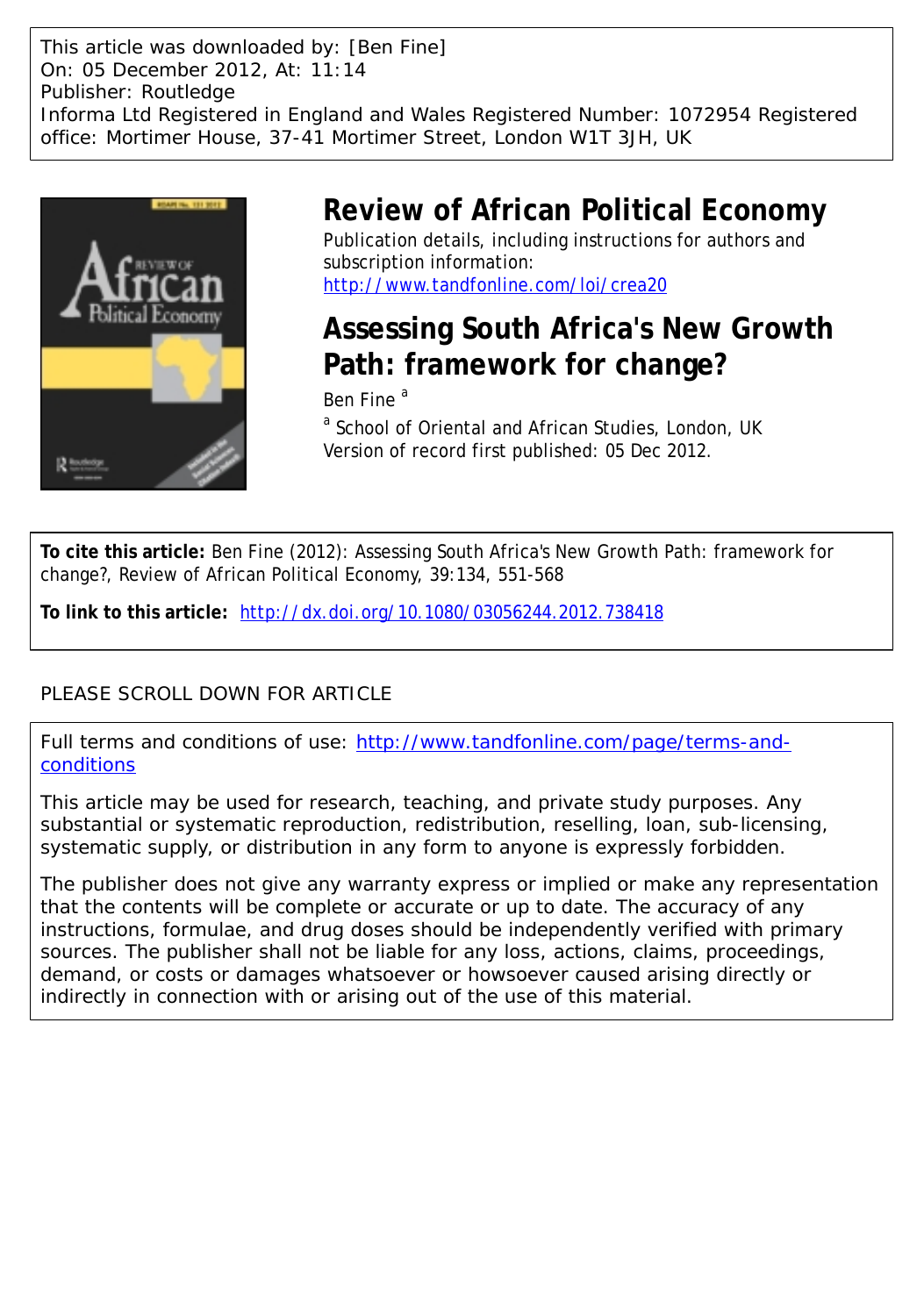This article was downloaded by: [Ben Fine]
On: 05 December 2012, At: 11:14
Publisher: Routledge
Informa Ltd Registered in England and Wales Registered Number: 1072954 Registered office: Mortimer House, 37-41 Mortimer Street, London W1T 3JH, UK

# Review of African Political Economy

Publication details, including instructions for authors and subscription information:
http://www.tandfonline.com/loi/crea20

## Assessing South Africa's New Growth Path: framework for change?

Ben Fine [a]

[a] School of Oriental and African Studies, London, UK
Version of record first published: 05 Dec 2012.

**To cite this article:** Ben Fine (2012): Assessing South Africa's New Growth Path: framework for change?, Review of African Political Economy, 39:134, 551-568

**To link to this article:** http://dx.doi.org/10.1080/03056244.2012.738418

PLEASE SCROLL DOWN FOR ARTICLE

Full terms and conditions of use: http://www.tandfonline.com/page/terms-and-conditions

This article may be used for research, teaching, and private study purposes. Any substantial or systematic reproduction, redistribution, reselling, loan, sub-licensing, systematic supply, or distribution in any form to anyone is expressly forbidden.

The publisher does not give any warranty express or implied or make any representation that the contents will be complete or accurate or up to date. The accuracy of any instructions, formulae, and drug doses should be independently verified with primary sources. The publisher shall not be liable for any loss, actions, claims, proceedings, demand, or costs or damages whatsoever or howsoever caused arising directly or indirectly in connection with or arising out of the use of this material.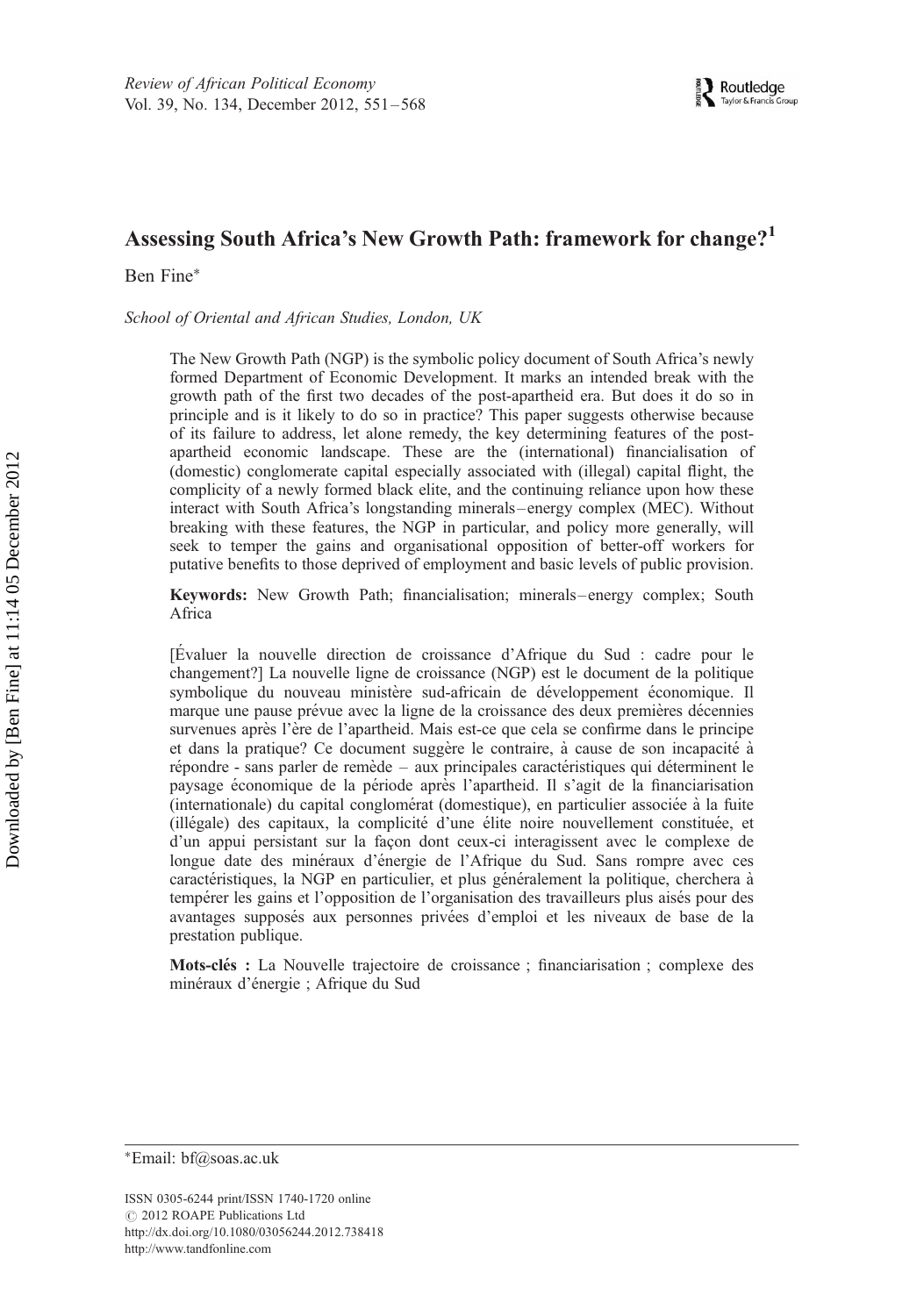# Assessing South Africa's New Growth Path: framework for change?[1]

Ben Fine*

*School of Oriental and African Studies, London, UK*

The New Growth Path (NGP) is the symbolic policy document of South Africa's newly formed Department of Economic Development. It marks an intended break with the growth path of the first two decades of the post-apartheid era. But does it do so in principle and is it likely to do so in practice? This paper suggests otherwise because of its failure to address, let alone remedy, the key determining features of the post-apartheid economic landscape. These are the (international) financialisation of (domestic) conglomerate capital especially associated with (illegal) capital flight, the complicity of a newly formed black elite, and the continuing reliance upon how these interact with South Africa's longstanding minerals–energy complex (MEC). Without breaking with these features, the NGP in particular, and policy more generally, will seek to temper the gains and organisational opposition of better-off workers for putative benefits to those deprived of employment and basic levels of public provision.

**Keywords:** New Growth Path; financialisation; minerals–energy complex; South Africa

[Évaluer la nouvelle direction de croissance d'Afrique du Sud : cadre pour le changement?] La nouvelle ligne de croissance (NGP) est le document de la politique symbolique du nouveau ministère sud-africain de développement économique. Il marque une pause prévue avec la ligne de la croissance des deux premières décennies survenues après l'ère de l'apartheid. Mais est-ce que cela se confirme dans le principe et dans la pratique? Ce document suggère le contraire, à cause de son incapacité à répondre - sans parler de remède – aux principales caractéristiques qui déterminent le paysage économique de la période après l'apartheid. Il s'agit de la financiarisation (internationale) du capital conglomérat (domestique), en particulier associée à la fuite (illégale) des capitaux, la complicité d'une élite noire nouvellement constituée, et d'un appui persistant sur la façon dont ceux-ci interagissent avec le complexe de longue date des minéraux d'énergie de l'Afrique du Sud. Sans rompre avec ces caractéristiques, la NGP en particulier, et plus généralement la politique, cherchera à tempérer les gains et l'opposition de l'organisation des travailleurs plus aisés pour des avantages supposés aux personnes privées d'emploi et les niveaux de base de la prestation publique.

**Mots-clés :** La Nouvelle trajectoire de croissance ; financiarisation ; complexe des minéraux d'énergie ; Afrique du Sud

---

*Email: bf@soas.ac.uk

ISSN 0305-6244 print/ISSN 1740-1720 online
© 2012 ROAPE Publications Ltd
http://dx.doi.org/10.1080/03056244.2012.738418
http://www.tandfonline.com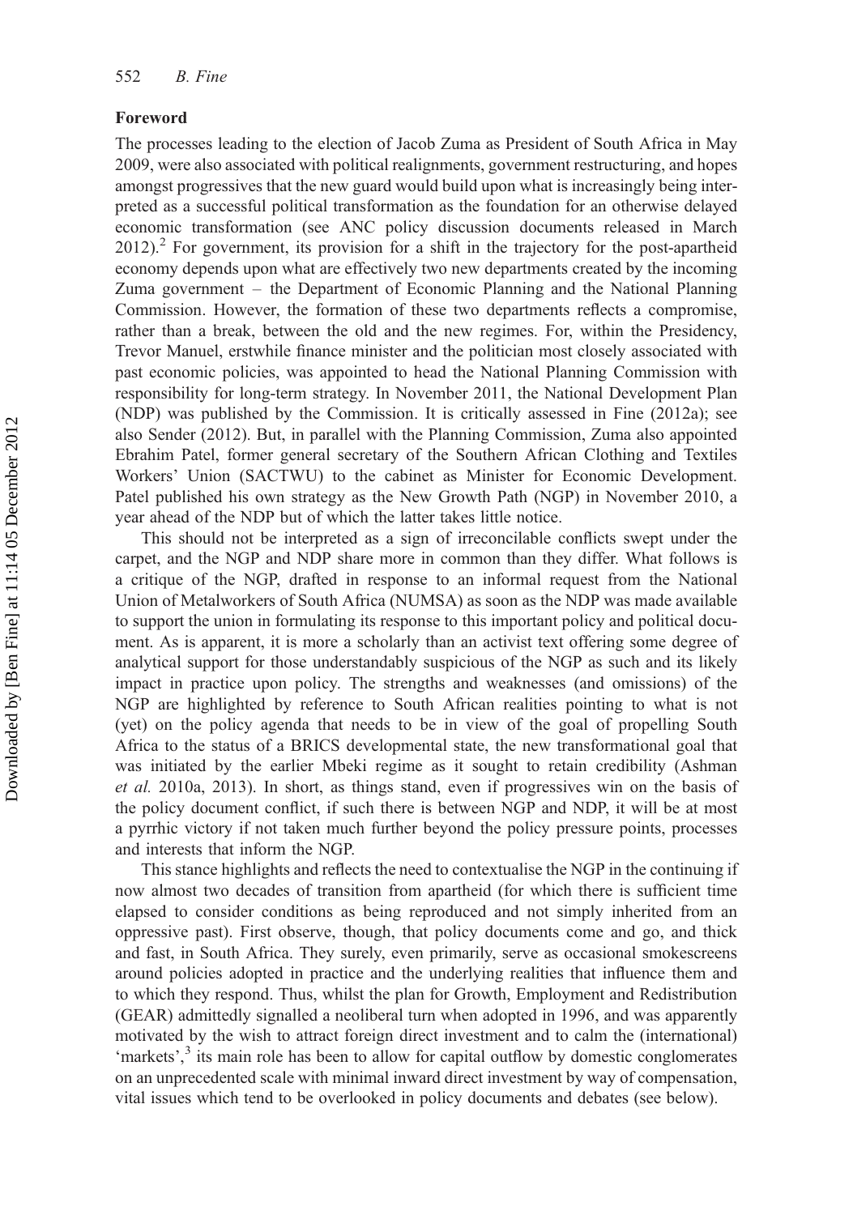## Foreword

The processes leading to the election of Jacob Zuma as President of South Africa in May 2009, were also associated with political realignments, government restructuring, and hopes amongst progressives that the new guard would build upon what is increasingly being interpreted as a successful political transformation as the foundation for an otherwise delayed economic transformation (see ANC policy discussion documents released in March 2012).[2] For government, its provision for a shift in the trajectory for the post-apartheid economy depends upon what are effectively two new departments created by the incoming Zuma government – the Department of Economic Planning and the National Planning Commission. However, the formation of these two departments reflects a compromise, rather than a break, between the old and the new regimes. For, within the Presidency, Trevor Manuel, erstwhile finance minister and the politician most closely associated with past economic policies, was appointed to head the National Planning Commission with responsibility for long-term strategy. In November 2011, the National Development Plan (NDP) was published by the Commission. It is critically assessed in Fine (2012a); see also Sender (2012). But, in parallel with the Planning Commission, Zuma also appointed Ebrahim Patel, former general secretary of the Southern African Clothing and Textiles Workers' Union (SACTWU) to the cabinet as Minister for Economic Development. Patel published his own strategy as the New Growth Path (NGP) in November 2010, a year ahead of the NDP but of which the latter takes little notice.

This should not be interpreted as a sign of irreconcilable conflicts swept under the carpet, and the NGP and NDP share more in common than they differ. What follows is a critique of the NGP, drafted in response to an informal request from the National Union of Metalworkers of South Africa (NUMSA) as soon as the NDP was made available to support the union in formulating its response to this important policy and political document. As is apparent, it is more a scholarly than an activist text offering some degree of analytical support for those understandably suspicious of the NGP as such and its likely impact in practice upon policy. The strengths and weaknesses (and omissions) of the NGP are highlighted by reference to South African realities pointing to what is not (yet) on the policy agenda that needs to be in view of the goal of propelling South Africa to the status of a BRICS developmental state, the new transformational goal that was initiated by the earlier Mbeki regime as it sought to retain credibility (Ashman *et al.* 2010a, 2013). In short, as things stand, even if progressives win on the basis of the policy document conflict, if such there is between NGP and NDP, it will be at most a pyrrhic victory if not taken much further beyond the policy pressure points, processes and interests that inform the NGP.

This stance highlights and reflects the need to contextualise the NGP in the continuing if now almost two decades of transition from apartheid (for which there is sufficient time elapsed to consider conditions as being reproduced and not simply inherited from an oppressive past). First observe, though, that policy documents come and go, and thick and fast, in South Africa. They surely, even primarily, serve as occasional smokescreens around policies adopted in practice and the underlying realities that influence them and to which they respond. Thus, whilst the plan for Growth, Employment and Redistribution (GEAR) admittedly signalled a neoliberal turn when adopted in 1996, and was apparently motivated by the wish to attract foreign direct investment and to calm the (international) 'markets',[3] its main role has been to allow for capital outflow by domestic conglomerates on an unprecedented scale with minimal inward direct investment by way of compensation, vital issues which tend to be overlooked in policy documents and debates (see below).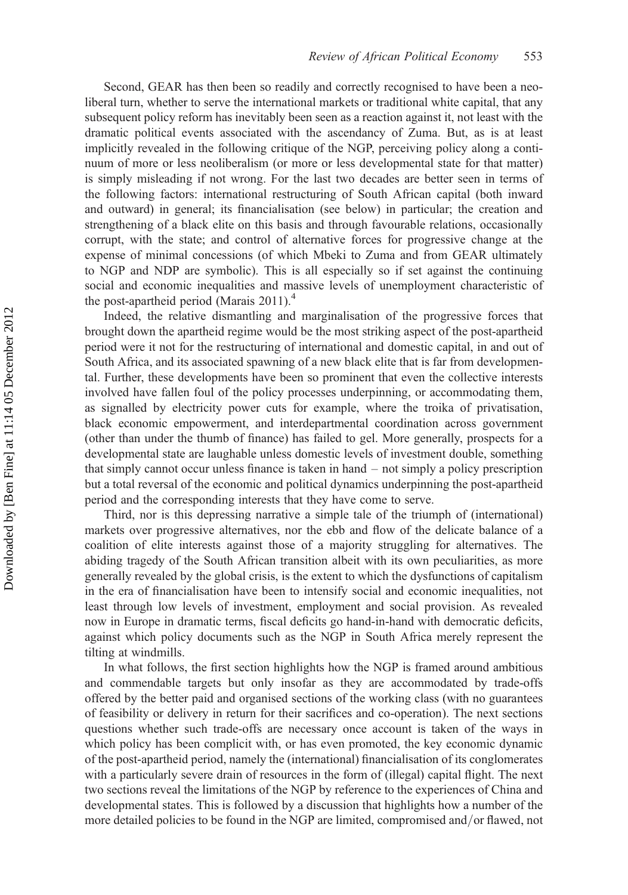Second, GEAR has then been so readily and correctly recognised to have been a neoliberal turn, whether to serve the international markets or traditional white capital, that any subsequent policy reform has inevitably been seen as a reaction against it, not least with the dramatic political events associated with the ascendancy of Zuma. But, as is at least implicitly revealed in the following critique of the NGP, perceiving policy along a continuum of more or less neoliberalism (or more or less developmental state for that matter) is simply misleading if not wrong. For the last two decades are better seen in terms of the following factors: international restructuring of South African capital (both inward and outward) in general; its financialisation (see below) in particular; the creation and strengthening of a black elite on this basis and through favourable relations, occasionally corrupt, with the state; and control of alternative forces for progressive change at the expense of minimal concessions (of which Mbeki to Zuma and from GEAR ultimately to NGP and NDP are symbolic). This is all especially so if set against the continuing social and economic inequalities and massive levels of unemployment characteristic of the post-apartheid period (Marais 2011).[4]

Indeed, the relative dismantling and marginalisation of the progressive forces that brought down the apartheid regime would be the most striking aspect of the post-apartheid period were it not for the restructuring of international and domestic capital, in and out of South Africa, and its associated spawning of a new black elite that is far from developmental. Further, these developments have been so prominent that even the collective interests involved have fallen foul of the policy processes underpinning, or accommodating them, as signalled by electricity power cuts for example, where the troika of privatisation, black economic empowerment, and interdepartmental coordination across government (other than under the thumb of finance) has failed to gel. More generally, prospects for a developmental state are laughable unless domestic levels of investment double, something that simply cannot occur unless finance is taken in hand – not simply a policy prescription but a total reversal of the economic and political dynamics underpinning the post-apartheid period and the corresponding interests that they have come to serve.

Third, nor is this depressing narrative a simple tale of the triumph of (international) markets over progressive alternatives, nor the ebb and flow of the delicate balance of a coalition of elite interests against those of a majority struggling for alternatives. The abiding tragedy of the South African transition albeit with its own peculiarities, as more generally revealed by the global crisis, is the extent to which the dysfunctions of capitalism in the era of financialisation have been to intensify social and economic inequalities, not least through low levels of investment, employment and social provision. As revealed now in Europe in dramatic terms, fiscal deficits go hand-in-hand with democratic deficits, against which policy documents such as the NGP in South Africa merely represent the tilting at windmills.

In what follows, the first section highlights how the NGP is framed around ambitious and commendable targets but only insofar as they are accommodated by trade-offs offered by the better paid and organised sections of the working class (with no guarantees of feasibility or delivery in return for their sacrifices and co-operation). The next sections questions whether such trade-offs are necessary once account is taken of the ways in which policy has been complicit with, or has even promoted, the key economic dynamic of the post-apartheid period, namely the (international) financialisation of its conglomerates with a particularly severe drain of resources in the form of (illegal) capital flight. The next two sections reveal the limitations of the NGP by reference to the experiences of China and developmental states. This is followed by a discussion that highlights how a number of the more detailed policies to be found in the NGP are limited, compromised and/or flawed, not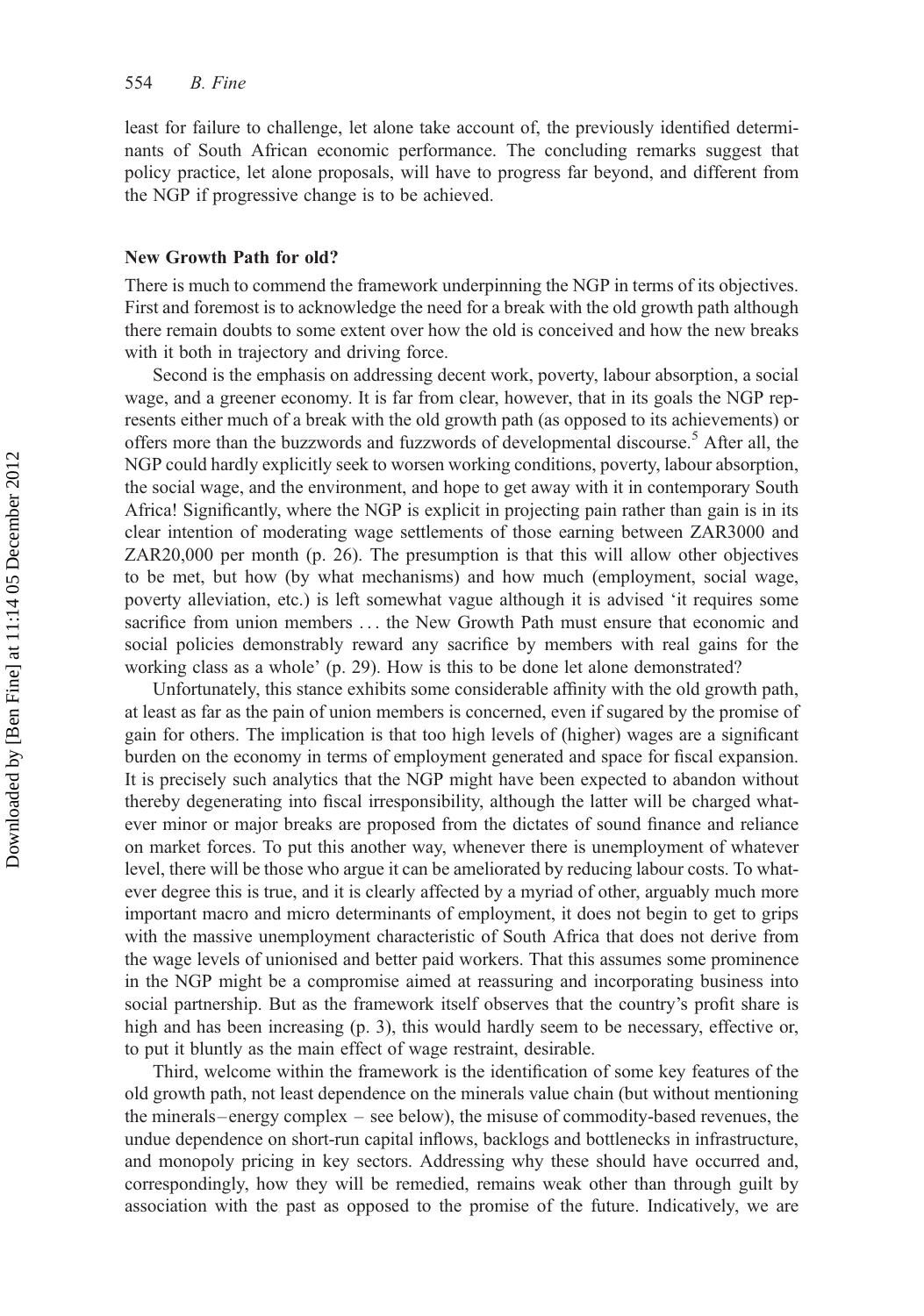least for failure to challenge, let alone take account of, the previously identified determinants of South African economic performance. The concluding remarks suggest that policy practice, let alone proposals, will have to progress far beyond, and different from the NGP if progressive change is to be achieved.

### New Growth Path for old?

There is much to commend the framework underpinning the NGP in terms of its objectives. First and foremost is to acknowledge the need for a break with the old growth path although there remain doubts to some extent over how the old is conceived and how the new breaks with it both in trajectory and driving force.

Second is the emphasis on addressing decent work, poverty, labour absorption, a social wage, and a greener economy. It is far from clear, however, that in its goals the NGP represents either much of a break with the old growth path (as opposed to its achievements) or offers more than the buzzwords and fuzzwords of developmental discourse.[5] After all, the NGP could hardly explicitly seek to worsen working conditions, poverty, labour absorption, the social wage, and the environment, and hope to get away with it in contemporary South Africa! Significantly, where the NGP is explicit in projecting pain rather than gain is in its clear intention of moderating wage settlements of those earning between ZAR3000 and ZAR20,000 per month (p. 26). The presumption is that this will allow other objectives to be met, but how (by what mechanisms) and how much (employment, social wage, poverty alleviation, etc.) is left somewhat vague although it is advised 'it requires some sacrifice from union members ... the New Growth Path must ensure that economic and social policies demonstrably reward any sacrifice by members with real gains for the working class as a whole' (p. 29). How is this to be done let alone demonstrated?

Unfortunately, this stance exhibits some considerable affinity with the old growth path, at least as far as the pain of union members is concerned, even if sugared by the promise of gain for others. The implication is that too high levels of (higher) wages are a significant burden on the economy in terms of employment generated and space for fiscal expansion. It is precisely such analytics that the NGP might have been expected to abandon without thereby degenerating into fiscal irresponsibility, although the latter will be charged whatever minor or major breaks are proposed from the dictates of sound finance and reliance on market forces. To put this another way, whenever there is unemployment of whatever level, there will be those who argue it can be ameliorated by reducing labour costs. To whatever degree this is true, and it is clearly affected by a myriad of other, arguably much more important macro and micro determinants of employment, it does not begin to get to grips with the massive unemployment characteristic of South Africa that does not derive from the wage levels of unionised and better paid workers. That this assumes some prominence in the NGP might be a compromise aimed at reassuring and incorporating business into social partnership. But as the framework itself observes that the country's profit share is high and has been increasing (p. 3), this would hardly seem to be necessary, effective or, to put it bluntly as the main effect of wage restraint, desirable.

Third, welcome within the framework is the identification of some key features of the old growth path, not least dependence on the minerals value chain (but without mentioning the minerals–energy complex – see below), the misuse of commodity-based revenues, the undue dependence on short-run capital inflows, backlogs and bottlenecks in infrastructure, and monopoly pricing in key sectors. Addressing why these should have occurred and, correspondingly, how they will be remedied, remains weak other than through guilt by association with the past as opposed to the promise of the future. Indicatively, we are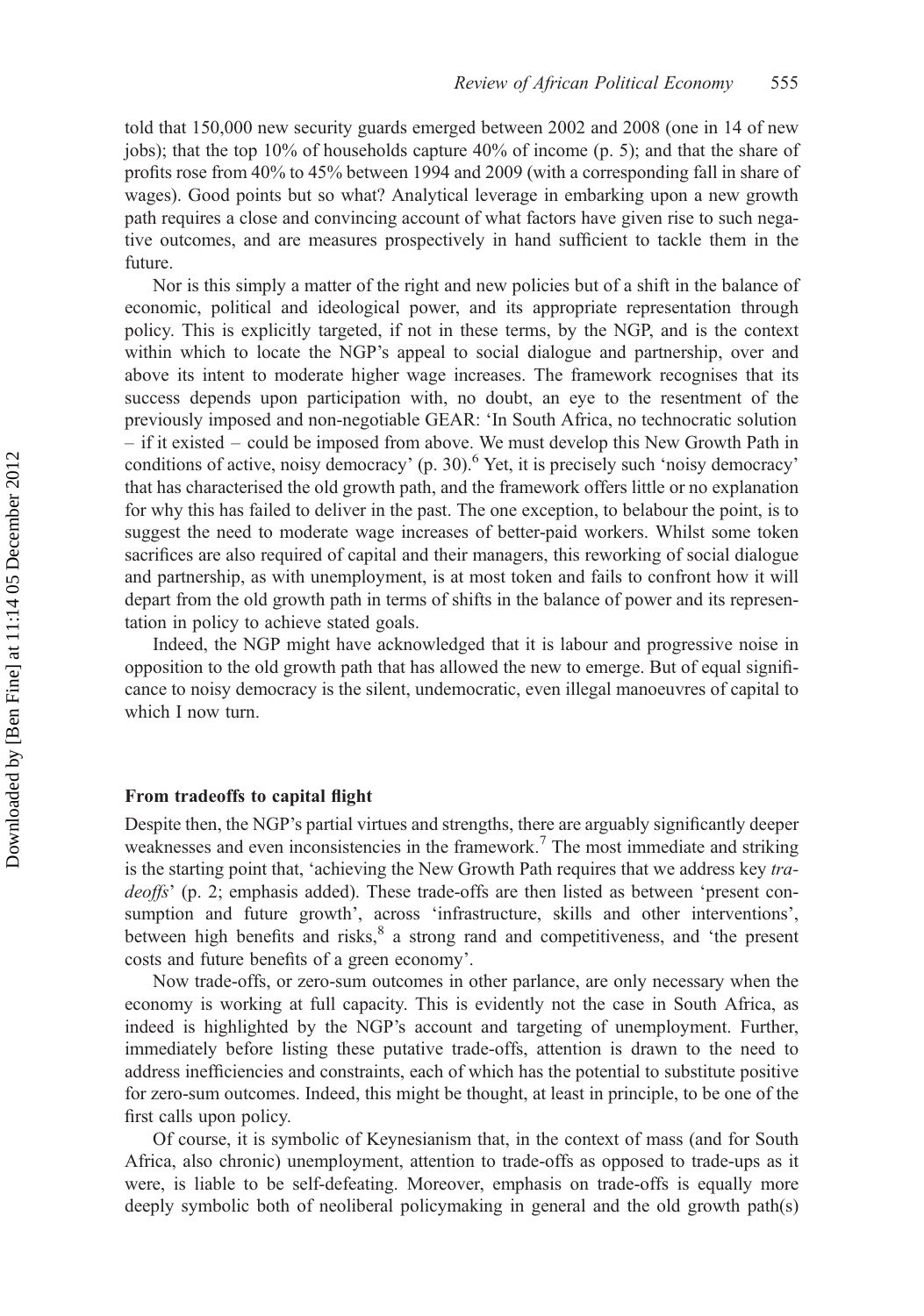told that 150,000 new security guards emerged between 2002 and 2008 (one in 14 of new jobs); that the top 10% of households capture 40% of income (p. 5); and that the share of profits rose from 40% to 45% between 1994 and 2009 (with a corresponding fall in share of wages). Good points but so what? Analytical leverage in embarking upon a new growth path requires a close and convincing account of what factors have given rise to such negative outcomes, and are measures prospectively in hand sufficient to tackle them in the future.

Nor is this simply a matter of the right and new policies but of a shift in the balance of economic, political and ideological power, and its appropriate representation through policy. This is explicitly targeted, if not in these terms, by the NGP, and is the context within which to locate the NGP's appeal to social dialogue and partnership, over and above its intent to moderate higher wage increases. The framework recognises that its success depends upon participation with, no doubt, an eye to the resentment of the previously imposed and non-negotiable GEAR: 'In South Africa, no technocratic solution – if it existed – could be imposed from above. We must develop this New Growth Path in conditions of active, noisy democracy' (p. 30).[6] Yet, it is precisely such 'noisy democracy' that has characterised the old growth path, and the framework offers little or no explanation for why this has failed to deliver in the past. The one exception, to belabour the point, is to suggest the need to moderate wage increases of better-paid workers. Whilst some token sacrifices are also required of capital and their managers, this reworking of social dialogue and partnership, as with unemployment, is at most token and fails to confront how it will depart from the old growth path in terms of shifts in the balance of power and its representation in policy to achieve stated goals.

Indeed, the NGP might have acknowledged that it is labour and progressive noise in opposition to the old growth path that has allowed the new to emerge. But of equal significance to noisy democracy is the silent, undemocratic, even illegal manoeuvres of capital to which I now turn.

## From tradeoffs to capital flight

Despite then, the NGP's partial virtues and strengths, there are arguably significantly deeper weaknesses and even inconsistencies in the framework.[7] The most immediate and striking is the starting point that, 'achieving the New Growth Path requires that we address key *tradeoffs*' (p. 2; emphasis added). These trade-offs are then listed as between 'present consumption and future growth', across 'infrastructure, skills and other interventions', between high benefits and risks,[8] a strong rand and competitiveness, and 'the present costs and future benefits of a green economy'.

Now trade-offs, or zero-sum outcomes in other parlance, are only necessary when the economy is working at full capacity. This is evidently not the case in South Africa, as indeed is highlighted by the NGP's account and targeting of unemployment. Further, immediately before listing these putative trade-offs, attention is drawn to the need to address inefficiencies and constraints, each of which has the potential to substitute positive for zero-sum outcomes. Indeed, this might be thought, at least in principle, to be one of the first calls upon policy.

Of course, it is symbolic of Keynesianism that, in the context of mass (and for South Africa, also chronic) unemployment, attention to trade-offs as opposed to trade-ups as it were, is liable to be self-defeating. Moreover, emphasis on trade-offs is equally more deeply symbolic both of neoliberal policymaking in general and the old growth path(s)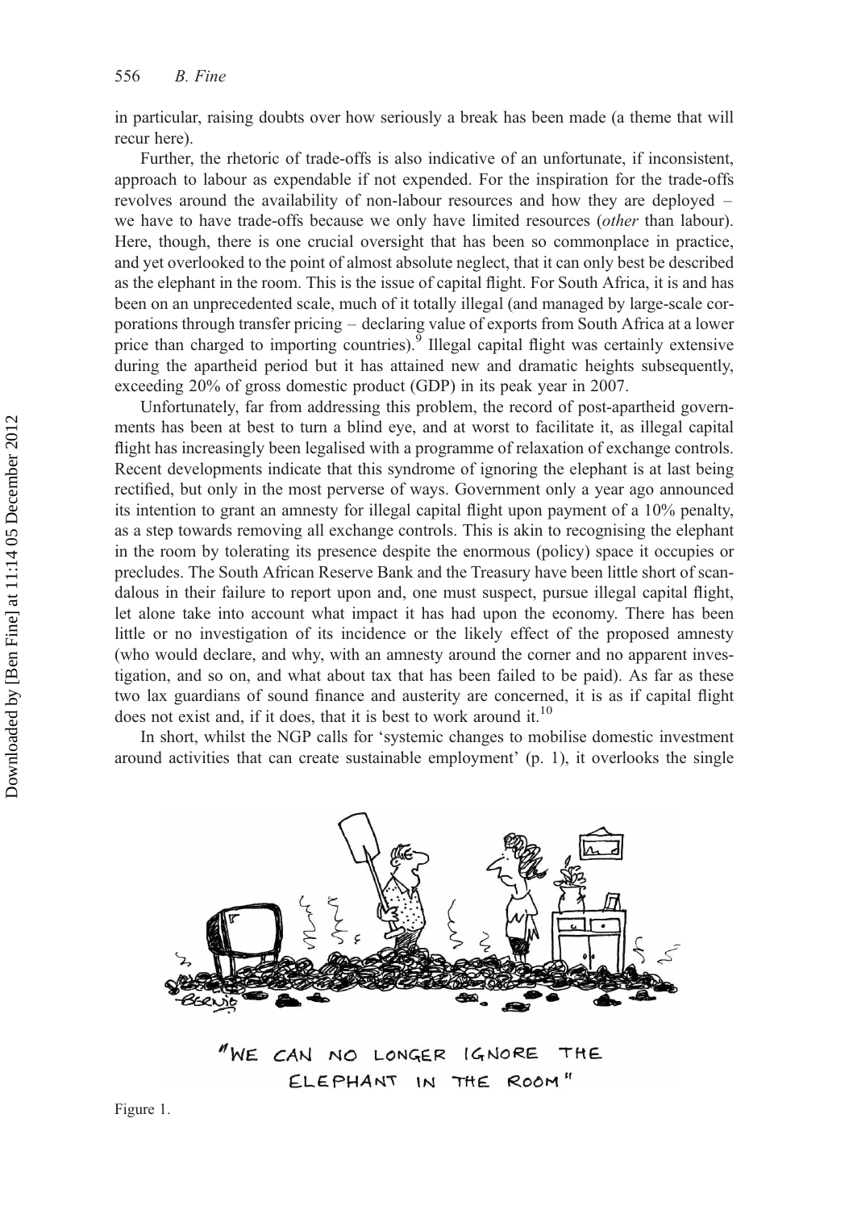in particular, raising doubts over how seriously a break has been made (a theme that will recur here).

Further, the rhetoric of trade-offs is also indicative of an unfortunate, if inconsistent, approach to labour as expendable if not expended. For the inspiration for the trade-offs revolves around the availability of non-labour resources and how they are deployed – we have to have trade-offs because we only have limited resources (*other* than labour). Here, though, there is one crucial oversight that has been so commonplace in practice, and yet overlooked to the point of almost absolute neglect, that it can only best be described as the elephant in the room. This is the issue of capital flight. For South Africa, it is and has been on an unprecedented scale, much of it totally illegal (and managed by large-scale corporations through transfer pricing – declaring value of exports from South Africa at a lower price than charged to importing countries).[9] Illegal capital flight was certainly extensive during the apartheid period but it has attained new and dramatic heights subsequently, exceeding 20% of gross domestic product (GDP) in its peak year in 2007.

Unfortunately, far from addressing this problem, the record of post-apartheid governments has been at best to turn a blind eye, and at worst to facilitate it, as illegal capital flight has increasingly been legalised with a programme of relaxation of exchange controls. Recent developments indicate that this syndrome of ignoring the elephant is at last being rectified, but only in the most perverse of ways. Government only a year ago announced its intention to grant an amnesty for illegal capital flight upon payment of a 10% penalty, as a step towards removing all exchange controls. This is akin to recognising the elephant in the room by tolerating its presence despite the enormous (policy) space it occupies or precludes. The South African Reserve Bank and the Treasury have been little short of scandalous in their failure to report upon and, one must suspect, pursue illegal capital flight, let alone take into account what impact it has had upon the economy. There has been little or no investigation of its incidence or the likely effect of the proposed amnesty (who would declare, and why, with an amnesty around the corner and no apparent investigation, and so on, and what about tax that has been failed to be paid). As far as these two lax guardians of sound finance and austerity are concerned, it is as if capital flight does not exist and, if it does, that it is best to work around it.[10]

In short, whilst the NGP calls for 'systemic changes to mobilise domestic investment around activities that can create sustainable employment' (p. 1), it overlooks the single

Figure 1.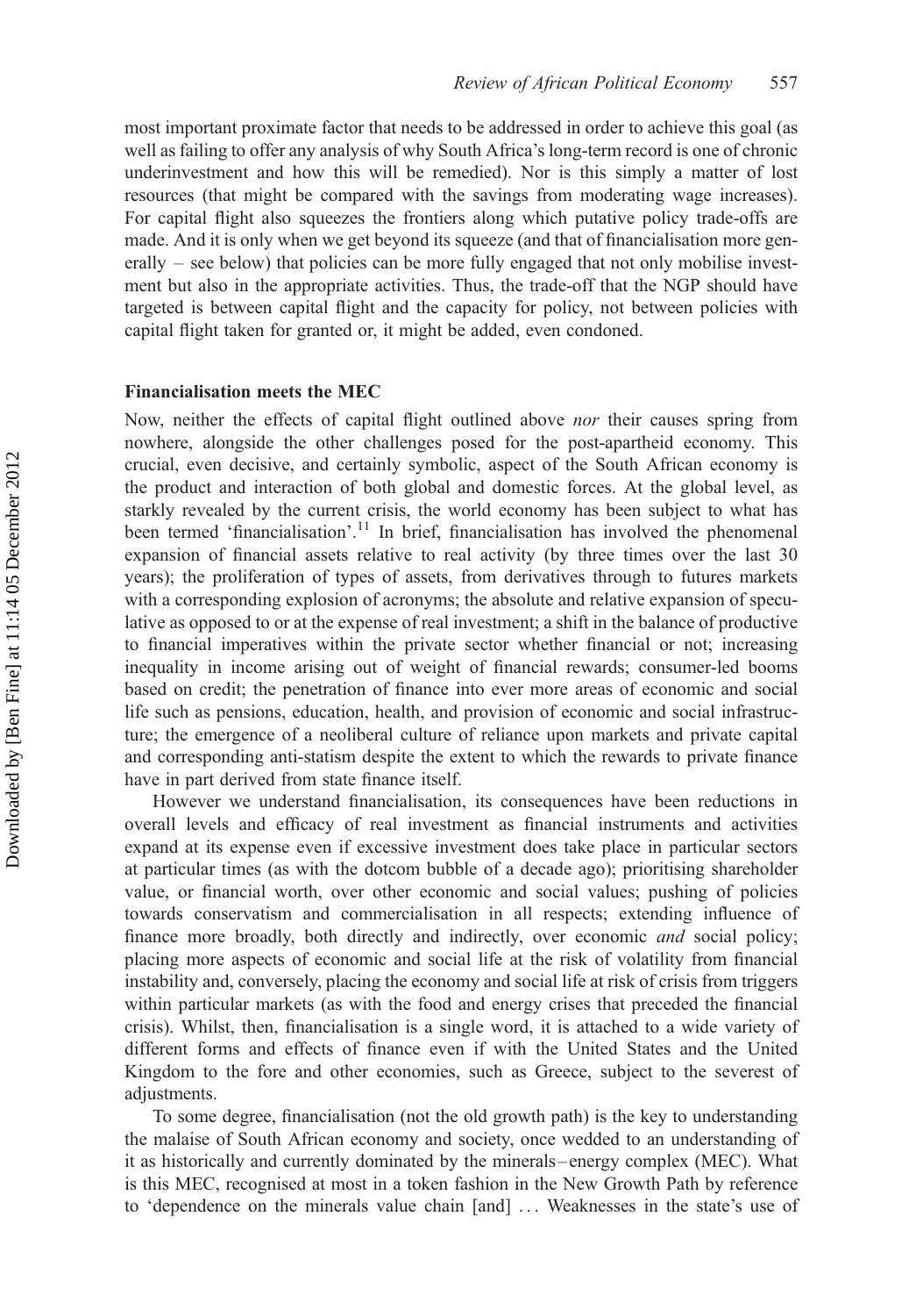most important proximate factor that needs to be addressed in order to achieve this goal (as well as failing to offer any analysis of why South Africa's long-term record is one of chronic underinvestment and how this will be remedied). Nor is this simply a matter of lost resources (that might be compared with the savings from moderating wage increases). For capital flight also squeezes the frontiers along which putative policy trade-offs are made. And it is only when we get beyond its squeeze (and that of financialisation more generally – see below) that policies can be more fully engaged that not only mobilise investment but also in the appropriate activities. Thus, the trade-off that the NGP should have targeted is between capital flight and the capacity for policy, not between policies with capital flight taken for granted or, it might be added, even condoned.

### Financialisation meets the MEC

Now, neither the effects of capital flight outlined above *nor* their causes spring from nowhere, alongside the other challenges posed for the post-apartheid economy. This crucial, even decisive, and certainly symbolic, aspect of the South African economy is the product and interaction of both global and domestic forces. At the global level, as starkly revealed by the current crisis, the world economy has been subject to what has been termed 'financialisation'.[11] In brief, financialisation has involved the phenomenal expansion of financial assets relative to real activity (by three times over the last 30 years); the proliferation of types of assets, from derivatives through to futures markets with a corresponding explosion of acronyms; the absolute and relative expansion of speculative as opposed to or at the expense of real investment; a shift in the balance of productive to financial imperatives within the private sector whether financial or not; increasing inequality in income arising out of weight of financial rewards; consumer-led booms based on credit; the penetration of finance into ever more areas of economic and social life such as pensions, education, health, and provision of economic and social infrastructure; the emergence of a neoliberal culture of reliance upon markets and private capital and corresponding anti-statism despite the extent to which the rewards to private finance have in part derived from state finance itself.

However we understand financialisation, its consequences have been reductions in overall levels and efficacy of real investment as financial instruments and activities expand at its expense even if excessive investment does take place in particular sectors at particular times (as with the dotcom bubble of a decade ago); prioritising shareholder value, or financial worth, over other economic and social values; pushing of policies towards conservatism and commercialisation in all respects; extending influence of finance more broadly, both directly and indirectly, over economic *and* social policy; placing more aspects of economic and social life at the risk of volatility from financial instability and, conversely, placing the economy and social life at risk of crisis from triggers within particular markets (as with the food and energy crises that preceded the financial crisis). Whilst, then, financialisation is a single word, it is attached to a wide variety of different forms and effects of finance even if with the United States and the United Kingdom to the fore and other economies, such as Greece, subject to the severest of adjustments.

To some degree, financialisation (not the old growth path) is the key to understanding the malaise of South African economy and society, once wedded to an understanding of it as historically and currently dominated by the minerals–energy complex (MEC). What is this MEC, recognised at most in a token fashion in the New Growth Path by reference to 'dependence on the minerals value chain [and] ... Weaknesses in the state's use of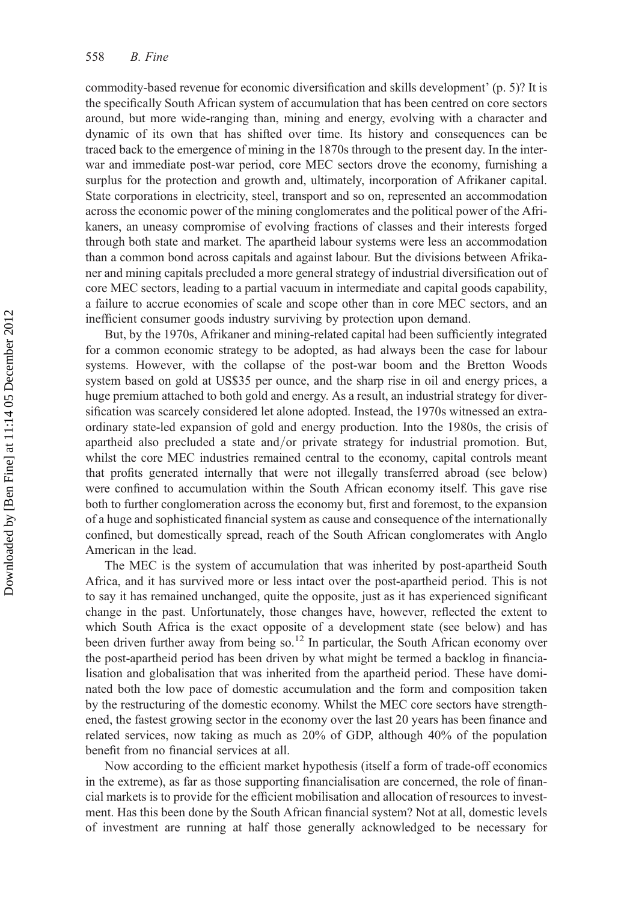commodity-based revenue for economic diversification and skills development' (p. 5)? It is the specifically South African system of accumulation that has been centred on core sectors around, but more wide-ranging than, mining and energy, evolving with a character and dynamic of its own that has shifted over time. Its history and consequences can be traced back to the emergence of mining in the 1870s through to the present day. In the inter-war and immediate post-war period, core MEC sectors drove the economy, furnishing a surplus for the protection and growth and, ultimately, incorporation of Afrikaner capital. State corporations in electricity, steel, transport and so on, represented an accommodation across the economic power of the mining conglomerates and the political power of the Afrikaners, an uneasy compromise of evolving fractions of classes and their interests forged through both state and market. The apartheid labour systems were less an accommodation than a common bond across capitals and against labour. But the divisions between Afrikaner and mining capitals precluded a more general strategy of industrial diversification out of core MEC sectors, leading to a partial vacuum in intermediate and capital goods capability, a failure to accrue economies of scale and scope other than in core MEC sectors, and an inefficient consumer goods industry surviving by protection upon demand.

But, by the 1970s, Afrikaner and mining-related capital had been sufficiently integrated for a common economic strategy to be adopted, as had always been the case for labour systems. However, with the collapse of the post-war boom and the Bretton Woods system based on gold at US$35 per ounce, and the sharp rise in oil and energy prices, a huge premium attached to both gold and energy. As a result, an industrial strategy for diversification was scarcely considered let alone adopted. Instead, the 1970s witnessed an extraordinary state-led expansion of gold and energy production. Into the 1980s, the crisis of apartheid also precluded a state and/or private strategy for industrial promotion. But, whilst the core MEC industries remained central to the economy, capital controls meant that profits generated internally that were not illegally transferred abroad (see below) were confined to accumulation within the South African economy itself. This gave rise both to further conglomeration across the economy but, first and foremost, to the expansion of a huge and sophisticated financial system as cause and consequence of the internationally confined, but domestically spread, reach of the South African conglomerates with Anglo American in the lead.

The MEC is the system of accumulation that was inherited by post-apartheid South Africa, and it has survived more or less intact over the post-apartheid period. This is not to say it has remained unchanged, quite the opposite, just as it has experienced significant change in the past. Unfortunately, those changes have, however, reflected the extent to which South Africa is the exact opposite of a development state (see below) and has been driven further away from being so.[12] In particular, the South African economy over the post-apartheid period has been driven by what might be termed a backlog in financialisation and globalisation that was inherited from the apartheid period. These have dominated both the low pace of domestic accumulation and the form and composition taken by the restructuring of the domestic economy. Whilst the MEC core sectors have strengthened, the fastest growing sector in the economy over the last 20 years has been finance and related services, now taking as much as 20% of GDP, although 40% of the population benefit from no financial services at all.

Now according to the efficient market hypothesis (itself a form of trade-off economics in the extreme), as far as those supporting financialisation are concerned, the role of financial markets is to provide for the efficient mobilisation and allocation of resources to investment. Has this been done by the South African financial system? Not at all, domestic levels of investment are running at half those generally acknowledged to be necessary for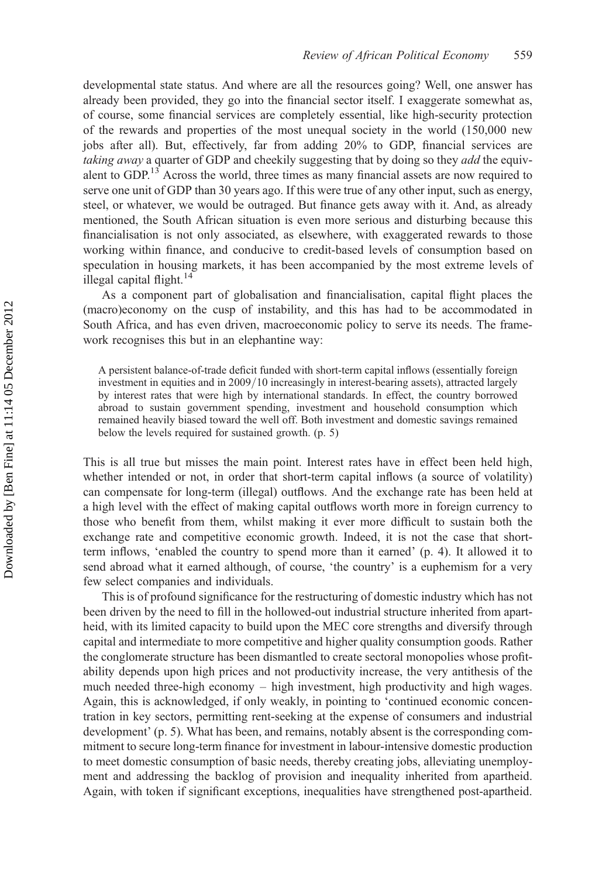developmental state status. And where are all the resources going? Well, one answer has already been provided, they go into the financial sector itself. I exaggerate somewhat as, of course, some financial services are completely essential, like high-security protection of the rewards and properties of the most unequal society in the world (150,000 new jobs after all). But, effectively, far from adding 20% to GDP, financial services are *taking away* a quarter of GDP and cheekily suggesting that by doing so they *add* the equivalent to GDP.[13] Across the world, three times as many financial assets are now required to serve one unit of GDP than 30 years ago. If this were true of any other input, such as energy, steel, or whatever, we would be outraged. But finance gets away with it. And, as already mentioned, the South African situation is even more serious and disturbing because this financialisation is not only associated, as elsewhere, with exaggerated rewards to those working within finance, and conducive to credit-based levels of consumption based on speculation in housing markets, it has been accompanied by the most extreme levels of illegal capital flight.[14]

As a component part of globalisation and financialisation, capital flight places the (macro)economy on the cusp of instability, and this has had to be accommodated in South Africa, and has even driven, macroeconomic policy to serve its needs. The framework recognises this but in an elephantine way:

> A persistent balance-of-trade deficit funded with short-term capital inflows (essentially foreign investment in equities and in 2009/10 increasingly in interest-bearing assets), attracted largely by interest rates that were high by international standards. In effect, the country borrowed abroad to sustain government spending, investment and household consumption which remained heavily biased toward the well off. Both investment and domestic savings remained below the levels required for sustained growth. (p. 5)

This is all true but misses the main point. Interest rates have in effect been held high, whether intended or not, in order that short-term capital inflows (a source of volatility) can compensate for long-term (illegal) outflows. And the exchange rate has been held at a high level with the effect of making capital outflows worth more in foreign currency to those who benefit from them, whilst making it ever more difficult to sustain both the exchange rate and competitive economic growth. Indeed, it is not the case that short-term inflows, 'enabled the country to spend more than it earned' (p. 4). It allowed it to send abroad what it earned although, of course, 'the country' is a euphemism for a very few select companies and individuals.

This is of profound significance for the restructuring of domestic industry which has not been driven by the need to fill in the hollowed-out industrial structure inherited from apartheid, with its limited capacity to build upon the MEC core strengths and diversify through capital and intermediate to more competitive and higher quality consumption goods. Rather the conglomerate structure has been dismantled to create sectoral monopolies whose profitability depends upon high prices and not productivity increase, the very antithesis of the much needed three-high economy – high investment, high productivity and high wages. Again, this is acknowledged, if only weakly, in pointing to 'continued economic concentration in key sectors, permitting rent-seeking at the expense of consumers and industrial development' (p. 5). What has been, and remains, notably absent is the corresponding commitment to secure long-term finance for investment in labour-intensive domestic production to meet domestic consumption of basic needs, thereby creating jobs, alleviating unemployment and addressing the backlog of provision and inequality inherited from apartheid. Again, with token if significant exceptions, inequalities have strengthened post-apartheid.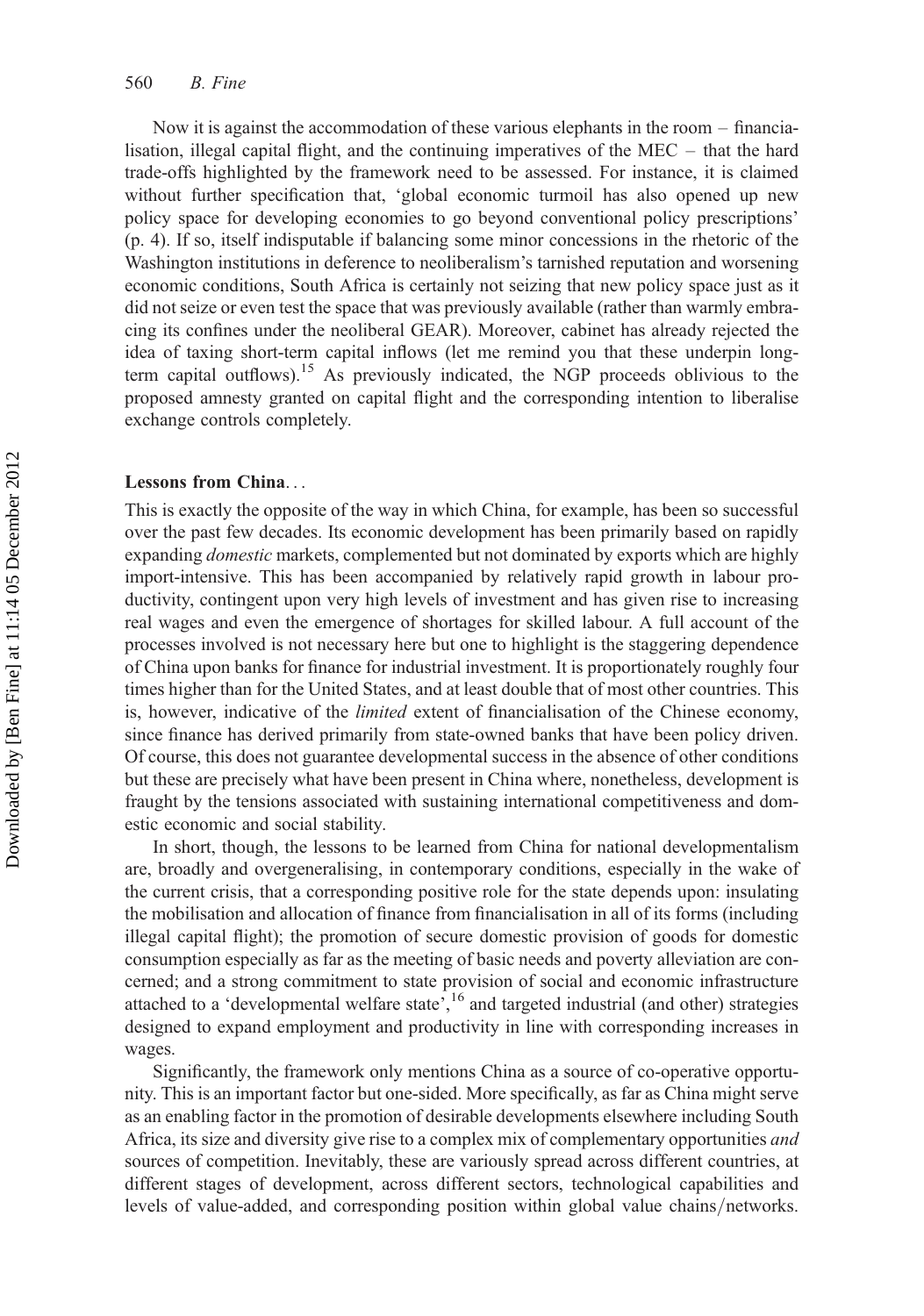Now it is against the accommodation of these various elephants in the room – financialisation, illegal capital flight, and the continuing imperatives of the MEC – that the hard trade-offs highlighted by the framework need to be assessed. For instance, it is claimed without further specification that, 'global economic turmoil has also opened up new policy space for developing economies to go beyond conventional policy prescriptions' (p. 4). If so, itself indisputable if balancing some minor concessions in the rhetoric of the Washington institutions in deference to neoliberalism's tarnished reputation and worsening economic conditions, South Africa is certainly not seizing that new policy space just as it did not seize or even test the space that was previously available (rather than warmly embracing its confines under the neoliberal GEAR). Moreover, cabinet has already rejected the idea of taxing short-term capital inflows (let me remind you that these underpin long-term capital outflows).[15] As previously indicated, the NGP proceeds oblivious to the proposed amnesty granted on capital flight and the corresponding intention to liberalise exchange controls completely.

## Lessons from China. . .

This is exactly the opposite of the way in which China, for example, has been so successful over the past few decades. Its economic development has been primarily based on rapidly expanding *domestic* markets, complemented but not dominated by exports which are highly import-intensive. This has been accompanied by relatively rapid growth in labour productivity, contingent upon very high levels of investment and has given rise to increasing real wages and even the emergence of shortages for skilled labour. A full account of the processes involved is not necessary here but one to highlight is the staggering dependence of China upon banks for finance for industrial investment. It is proportionately roughly four times higher than for the United States, and at least double that of most other countries. This is, however, indicative of the *limited* extent of financialisation of the Chinese economy, since finance has derived primarily from state-owned banks that have been policy driven. Of course, this does not guarantee developmental success in the absence of other conditions but these are precisely what have been present in China where, nonetheless, development is fraught by the tensions associated with sustaining international competitiveness and domestic economic and social stability.

In short, though, the lessons to be learned from China for national developmentalism are, broadly and overgeneralising, in contemporary conditions, especially in the wake of the current crisis, that a corresponding positive role for the state depends upon: insulating the mobilisation and allocation of finance from financialisation in all of its forms (including illegal capital flight); the promotion of secure domestic provision of goods for domestic consumption especially as far as the meeting of basic needs and poverty alleviation are concerned; and a strong commitment to state provision of social and economic infrastructure attached to a 'developmental welfare state',[16] and targeted industrial (and other) strategies designed to expand employment and productivity in line with corresponding increases in wages.

Significantly, the framework only mentions China as a source of co-operative opportunity. This is an important factor but one-sided. More specifically, as far as China might serve as an enabling factor in the promotion of desirable developments elsewhere including South Africa, its size and diversity give rise to a complex mix of complementary opportunities *and* sources of competition. Inevitably, these are variously spread across different countries, at different stages of development, across different sectors, technological capabilities and levels of value-added, and corresponding position within global value chains/networks.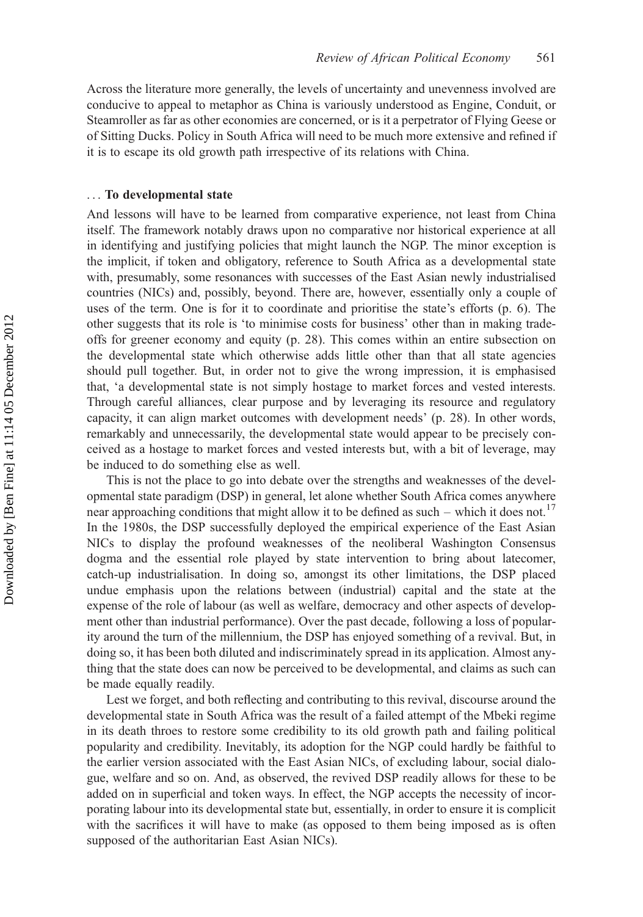Across the literature more generally, the levels of uncertainty and unevenness involved are conducive to appeal to metaphor as China is variously understood as Engine, Conduit, or Steamroller as far as other economies are concerned, or is it a perpetrator of Flying Geese or of Sitting Ducks. Policy in South Africa will need to be much more extensive and refined if it is to escape its old growth path irrespective of its relations with China.

### … To developmental state

And lessons will have to be learned from comparative experience, not least from China itself. The framework notably draws upon no comparative nor historical experience at all in identifying and justifying policies that might launch the NGP. The minor exception is the implicit, if token and obligatory, reference to South Africa as a developmental state with, presumably, some resonances with successes of the East Asian newly industrialised countries (NICs) and, possibly, beyond. There are, however, essentially only a couple of uses of the term. One is for it to coordinate and prioritise the state's efforts (p. 6). The other suggests that its role is 'to minimise costs for business' other than in making trade-offs for greener economy and equity (p. 28). This comes within an entire subsection on the developmental state which otherwise adds little other than that all state agencies should pull together. But, in order not to give the wrong impression, it is emphasised that, 'a developmental state is not simply hostage to market forces and vested interests. Through careful alliances, clear purpose and by leveraging its resource and regulatory capacity, it can align market outcomes with development needs' (p. 28). In other words, remarkably and unnecessarily, the developmental state would appear to be precisely conceived as a hostage to market forces and vested interests but, with a bit of leverage, may be induced to do something else as well.

This is not the place to go into debate over the strengths and weaknesses of the developmental state paradigm (DSP) in general, let alone whether South Africa comes anywhere near approaching conditions that might allow it to be defined as such – which it does not.[17] In the 1980s, the DSP successfully deployed the empirical experience of the East Asian NICs to display the profound weaknesses of the neoliberal Washington Consensus dogma and the essential role played by state intervention to bring about latecomer, catch-up industrialisation. In doing so, amongst its other limitations, the DSP placed undue emphasis upon the relations between (industrial) capital and the state at the expense of the role of labour (as well as welfare, democracy and other aspects of development other than industrial performance). Over the past decade, following a loss of popularity around the turn of the millennium, the DSP has enjoyed something of a revival. But, in doing so, it has been both diluted and indiscriminately spread in its application. Almost anything that the state does can now be perceived to be developmental, and claims as such can be made equally readily.

Lest we forget, and both reflecting and contributing to this revival, discourse around the developmental state in South Africa was the result of a failed attempt of the Mbeki regime in its death throes to restore some credibility to its old growth path and failing political popularity and credibility. Inevitably, its adoption for the NGP could hardly be faithful to the earlier version associated with the East Asian NICs, of excluding labour, social dialogue, welfare and so on. And, as observed, the revived DSP readily allows for these to be added on in superficial and token ways. In effect, the NGP accepts the necessity of incorporating labour into its developmental state but, essentially, in order to ensure it is complicit with the sacrifices it will have to make (as opposed to them being imposed as is often supposed of the authoritarian East Asian NICs).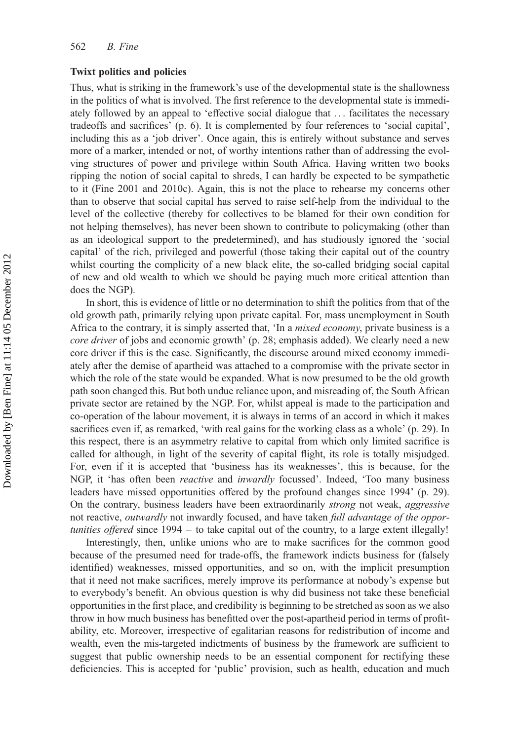## Twixt politics and policies

Thus, what is striking in the framework's use of the developmental state is the shallowness in the politics of what is involved. The first reference to the developmental state is immediately followed by an appeal to 'effective social dialogue that … facilitates the necessary tradeoffs and sacrifices' (p. 6). It is complemented by four references to 'social capital', including this as a 'job driver'. Once again, this is entirely without substance and serves more of a marker, intended or not, of worthy intentions rather than of addressing the evolving structures of power and privilege within South Africa. Having written two books ripping the notion of social capital to shreds, I can hardly be expected to be sympathetic to it (Fine 2001 and 2010c). Again, this is not the place to rehearse my concerns other than to observe that social capital has served to raise self-help from the individual to the level of the collective (thereby for collectives to be blamed for their own condition for not helping themselves), has never been shown to contribute to policymaking (other than as an ideological support to the predetermined), and has studiously ignored the 'social capital' of the rich, privileged and powerful (those taking their capital out of the country whilst courting the complicity of a new black elite, the so-called bridging social capital of new and old wealth to which we should be paying much more critical attention than does the NGP).

In short, this is evidence of little or no determination to shift the politics from that of the old growth path, primarily relying upon private capital. For, mass unemployment in South Africa to the contrary, it is simply asserted that, 'In a *mixed economy*, private business is a *core driver* of jobs and economic growth' (p. 28; emphasis added). We clearly need a new core driver if this is the case. Significantly, the discourse around mixed economy immediately after the demise of apartheid was attached to a compromise with the private sector in which the role of the state would be expanded. What is now presumed to be the old growth path soon changed this. But both undue reliance upon, and misreading of, the South African private sector are retained by the NGP. For, whilst appeal is made to the participation and co-operation of the labour movement, it is always in terms of an accord in which it makes sacrifices even if, as remarked, 'with real gains for the working class as a whole' (p. 29). In this respect, there is an asymmetry relative to capital from which only limited sacrifice is called for although, in light of the severity of capital flight, its role is totally misjudged. For, even if it is accepted that 'business has its weaknesses', this is because, for the NGP, it 'has often been *reactive* and *inwardly* focussed'. Indeed, 'Too many business leaders have missed opportunities offered by the profound changes since 1994' (p. 29). On the contrary, business leaders have been extraordinarily *strong* not weak, *aggressive* not reactive, *outwardly* not inwardly focused, and have taken *full advantage of the opportunities offered* since 1994 – to take capital out of the country, to a large extent illegally!

Interestingly, then, unlike unions who are to make sacrifices for the common good because of the presumed need for trade-offs, the framework indicts business for (falsely identified) weaknesses, missed opportunities, and so on, with the implicit presumption that it need not make sacrifices, merely improve its performance at nobody's expense but to everybody's benefit. An obvious question is why did business not take these beneficial opportunities in the first place, and credibility is beginning to be stretched as soon as we also throw in how much business has benefitted over the post-apartheid period in terms of profitability, etc. Moreover, irrespective of egalitarian reasons for redistribution of income and wealth, even the mis-targeted indictments of business by the framework are sufficient to suggest that public ownership needs to be an essential component for rectifying these deficiencies. This is accepted for 'public' provision, such as health, education and much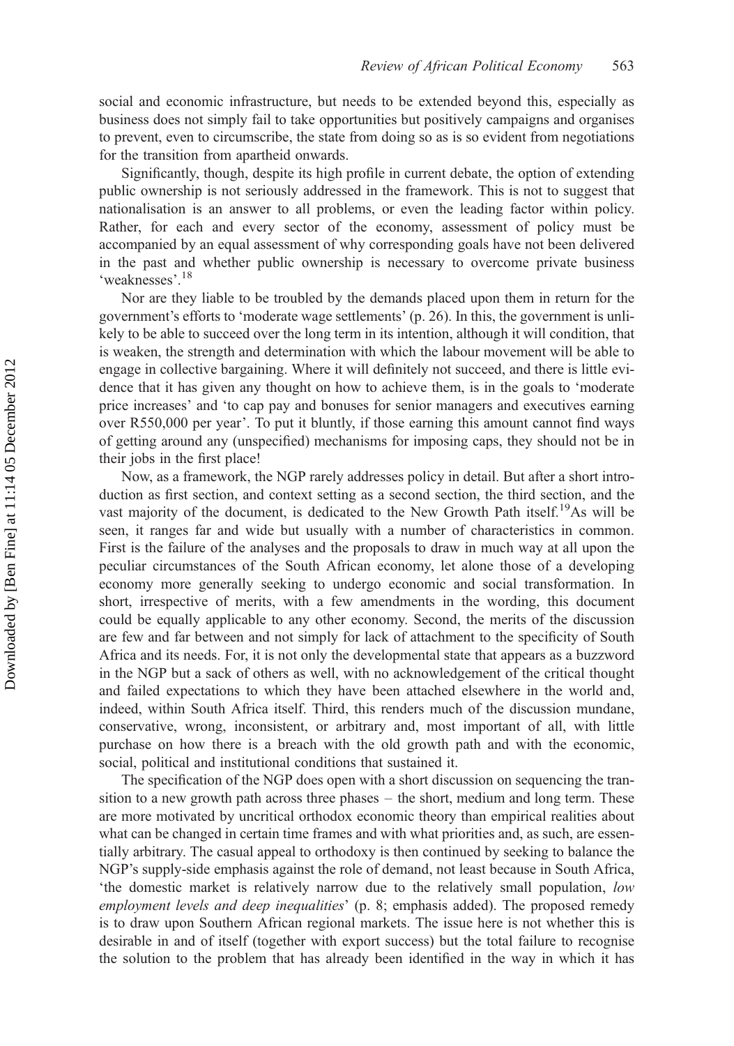social and economic infrastructure, but needs to be extended beyond this, especially as business does not simply fail to take opportunities but positively campaigns and organises to prevent, even to circumscribe, the state from doing so as is so evident from negotiations for the transition from apartheid onwards.

Significantly, though, despite its high profile in current debate, the option of extending public ownership is not seriously addressed in the framework. This is not to suggest that nationalisation is an answer to all problems, or even the leading factor within policy. Rather, for each and every sector of the economy, assessment of policy must be accompanied by an equal assessment of why corresponding goals have not been delivered in the past and whether public ownership is necessary to overcome private business 'weaknesses'.[18]

Nor are they liable to be troubled by the demands placed upon them in return for the government's efforts to 'moderate wage settlements' (p. 26). In this, the government is unlikely to be able to succeed over the long term in its intention, although it will condition, that is weaken, the strength and determination with which the labour movement will be able to engage in collective bargaining. Where it will definitely not succeed, and there is little evidence that it has given any thought on how to achieve them, is in the goals to 'moderate price increases' and 'to cap pay and bonuses for senior managers and executives earning over R550,000 per year'. To put it bluntly, if those earning this amount cannot find ways of getting around any (unspecified) mechanisms for imposing caps, they should not be in their jobs in the first place!

Now, as a framework, the NGP rarely addresses policy in detail. But after a short introduction as first section, and context setting as a second section, the third section, and the vast majority of the document, is dedicated to the New Growth Path itself.[19] As will be seen, it ranges far and wide but usually with a number of characteristics in common. First is the failure of the analyses and the proposals to draw in much way at all upon the peculiar circumstances of the South African economy, let alone those of a developing economy more generally seeking to undergo economic and social transformation. In short, irrespective of merits, with a few amendments in the wording, this document could be equally applicable to any other economy. Second, the merits of the discussion are few and far between and not simply for lack of attachment to the specificity of South Africa and its needs. For, it is not only the developmental state that appears as a buzzword in the NGP but a sack of others as well, with no acknowledgement of the critical thought and failed expectations to which they have been attached elsewhere in the world and, indeed, within South Africa itself. Third, this renders much of the discussion mundane, conservative, wrong, inconsistent, or arbitrary and, most important of all, with little purchase on how there is a breach with the old growth path and with the economic, social, political and institutional conditions that sustained it.

The specification of the NGP does open with a short discussion on sequencing the transition to a new growth path across three phases – the short, medium and long term. These are more motivated by uncritical orthodox economic theory than empirical realities about what can be changed in certain time frames and with what priorities and, as such, are essentially arbitrary. The casual appeal to orthodoxy is then continued by seeking to balance the NGP's supply-side emphasis against the role of demand, not least because in South Africa, 'the domestic market is relatively narrow due to the relatively small population, *low employment levels and deep inequalities*' (p. 8; emphasis added). The proposed remedy is to draw upon Southern African regional markets. The issue here is not whether this is desirable in and of itself (together with export success) but the total failure to recognise the solution to the problem that has already been identified in the way in which it has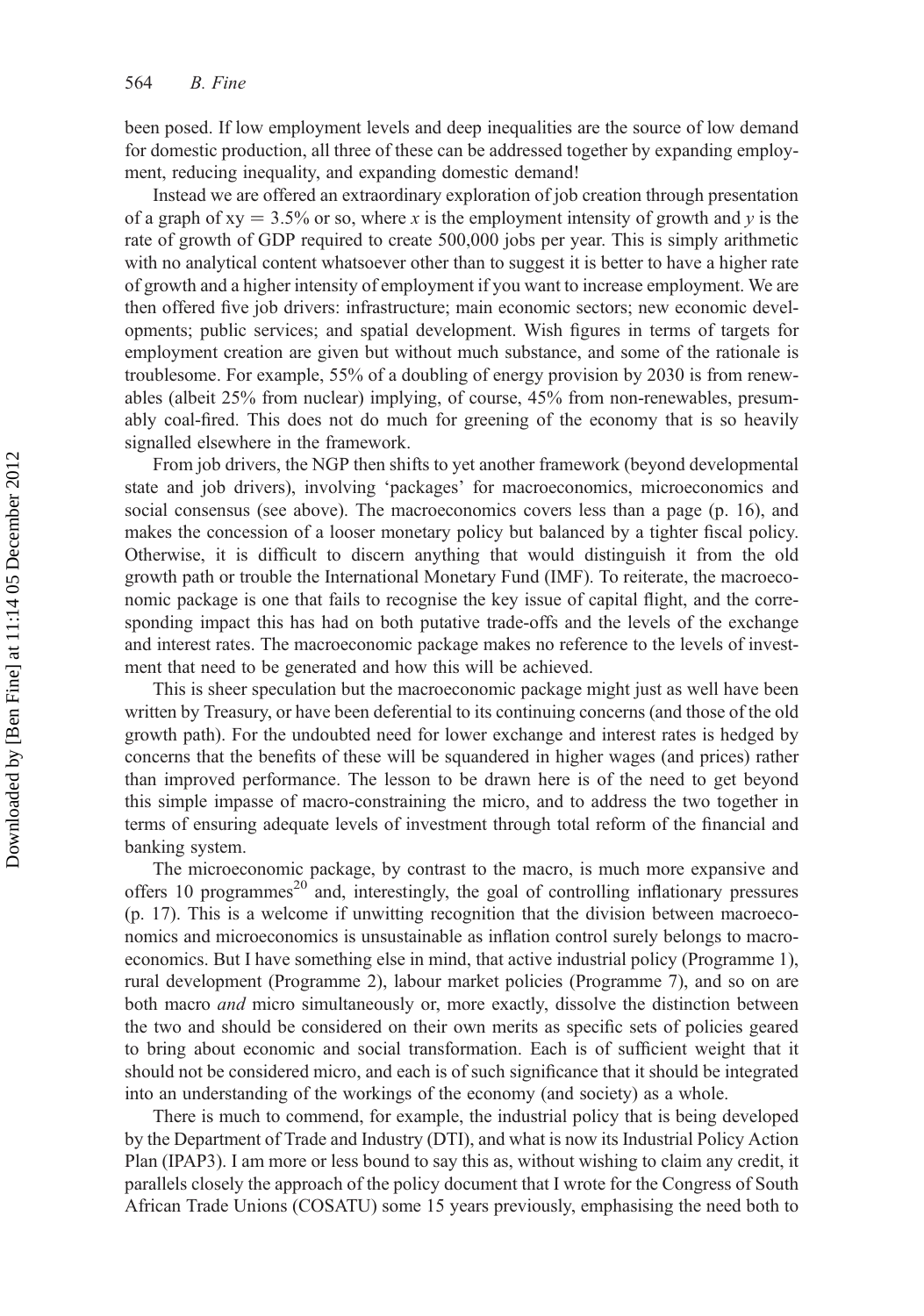been posed. If low employment levels and deep inequalities are the source of low demand for domestic production, all three of these can be addressed together by expanding employment, reducing inequality, and expanding domestic demand!

Instead we are offered an extraordinary exploration of job creation through presentation of a graph of $xy = 3.5\%$ or so, where $x$ is the employment intensity of growth and $y$ is the rate of growth of GDP required to create 500,000 jobs per year. This is simply arithmetic with no analytical content whatsoever other than to suggest it is better to have a higher rate of growth and a higher intensity of employment if you want to increase employment. We are then offered five job drivers: infrastructure; main economic sectors; new economic developments; public services; and spatial development. Wish figures in terms of targets for employment creation are given but without much substance, and some of the rationale is troublesome. For example, 55% of a doubling of energy provision by 2030 is from renewables (albeit 25% from nuclear) implying, of course, 45% from non-renewables, presumably coal-fired. This does not do much for greening of the economy that is so heavily signalled elsewhere in the framework.

From job drivers, the NGP then shifts to yet another framework (beyond developmental state and job drivers), involving 'packages' for macroeconomics, microeconomics and social consensus (see above). The macroeconomics covers less than a page (p. 16), and makes the concession of a looser monetary policy but balanced by a tighter fiscal policy. Otherwise, it is difficult to discern anything that would distinguish it from the old growth path or trouble the International Monetary Fund (IMF). To reiterate, the macroeconomic package is one that fails to recognise the key issue of capital flight, and the corresponding impact this has had on both putative trade-offs and the levels of the exchange and interest rates. The macroeconomic package makes no reference to the levels of investment that need to be generated and how this will be achieved.

This is sheer speculation but the macroeconomic package might just as well have been written by Treasury, or have been deferential to its continuing concerns (and those of the old growth path). For the undoubted need for lower exchange and interest rates is hedged by concerns that the benefits of these will be squandered in higher wages (and prices) rather than improved performance. The lesson to be drawn here is of the need to get beyond this simple impasse of macro-constraining the micro, and to address the two together in terms of ensuring adequate levels of investment through total reform of the financial and banking system.

The microeconomic package, by contrast to the macro, is much more expansive and offers 10 programmes[20] and, interestingly, the goal of controlling inflationary pressures (p. 17). This is a welcome if unwitting recognition that the division between macroeconomics and microeconomics is unsustainable as inflation control surely belongs to macroeconomics. But I have something else in mind, that active industrial policy (Programme 1), rural development (Programme 2), labour market policies (Programme 7), and so on are both macro *and* micro simultaneously or, more exactly, dissolve the distinction between the two and should be considered on their own merits as specific sets of policies geared to bring about economic and social transformation. Each is of sufficient weight that it should not be considered micro, and each is of such significance that it should be integrated into an understanding of the workings of the economy (and society) as a whole.

There is much to commend, for example, the industrial policy that is being developed by the Department of Trade and Industry (DTI), and what is now its Industrial Policy Action Plan (IPAP3). I am more or less bound to say this as, without wishing to claim any credit, it parallels closely the approach of the policy document that I wrote for the Congress of South African Trade Unions (COSATU) some 15 years previously, emphasising the need both to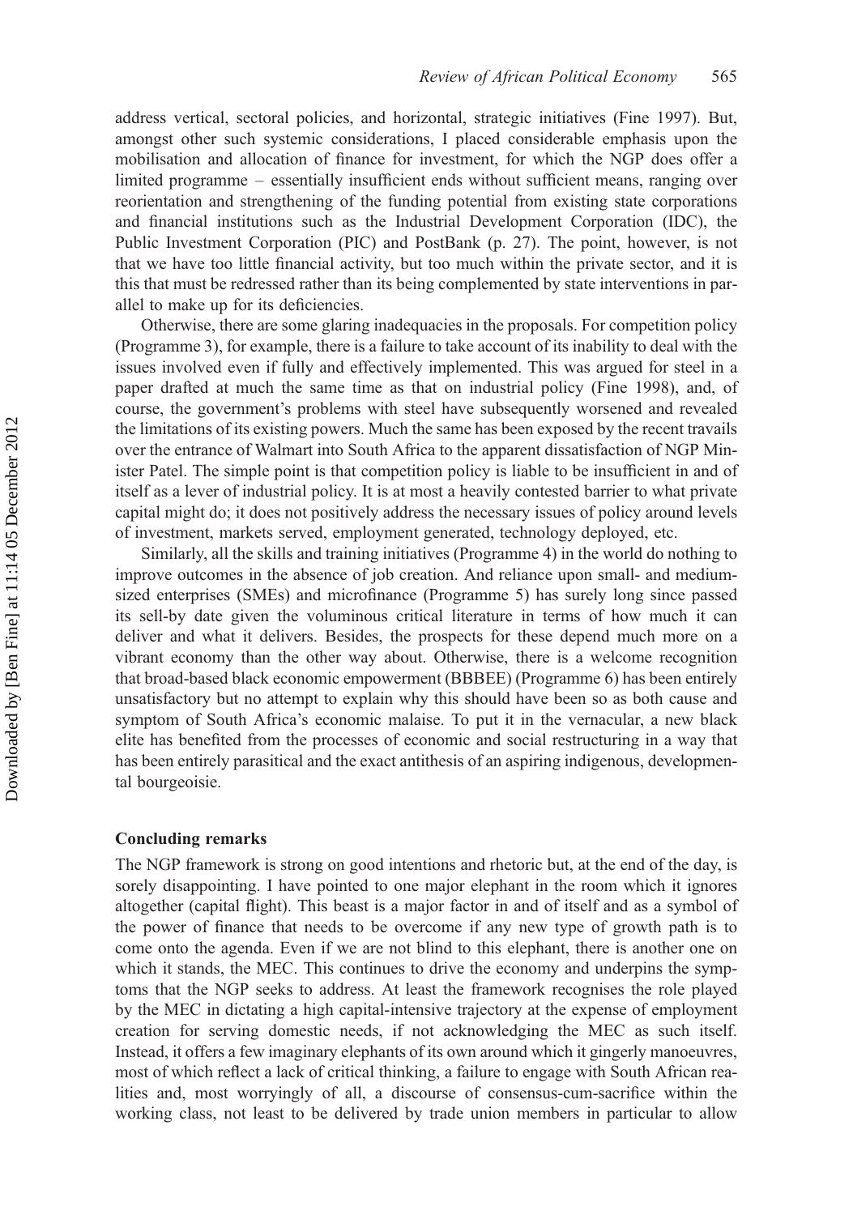address vertical, sectoral policies, and horizontal, strategic initiatives (Fine 1997). But, amongst other such systemic considerations, I placed considerable emphasis upon the mobilisation and allocation of finance for investment, for which the NGP does offer a limited programme – essentially insufficient ends without sufficient means, ranging over reorientation and strengthening of the funding potential from existing state corporations and financial institutions such as the Industrial Development Corporation (IDC), the Public Investment Corporation (PIC) and PostBank (p. 27). The point, however, is not that we have too little financial activity, but too much within the private sector, and it is this that must be redressed rather than its being complemented by state interventions in parallel to make up for its deficiencies.

Otherwise, there are some glaring inadequacies in the proposals. For competition policy (Programme 3), for example, there is a failure to take account of its inability to deal with the issues involved even if fully and effectively implemented. This was argued for steel in a paper drafted at much the same time as that on industrial policy (Fine 1998), and, of course, the government's problems with steel have subsequently worsened and revealed the limitations of its existing powers. Much the same has been exposed by the recent travails over the entrance of Walmart into South Africa to the apparent dissatisfaction of NGP Minister Patel. The simple point is that competition policy is liable to be insufficient in and of itself as a lever of industrial policy. It is at most a heavily contested barrier to what private capital might do; it does not positively address the necessary issues of policy around levels of investment, markets served, employment generated, technology deployed, etc.

Similarly, all the skills and training initiatives (Programme 4) in the world do nothing to improve outcomes in the absence of job creation. And reliance upon small- and medium-sized enterprises (SMEs) and microfinance (Programme 5) has surely long since passed its sell-by date given the voluminous critical literature in terms of how much it can deliver and what it delivers. Besides, the prospects for these depend much more on a vibrant economy than the other way about. Otherwise, there is a welcome recognition that broad-based black economic empowerment (BBBEE) (Programme 6) has been entirely unsatisfactory but no attempt to explain why this should have been so as both cause and symptom of South Africa's economic malaise. To put it in the vernacular, a new black elite has benefited from the processes of economic and social restructuring in a way that has been entirely parasitical and the exact antithesis of an aspiring indigenous, developmental bourgeoisie.

## Concluding remarks

The NGP framework is strong on good intentions and rhetoric but, at the end of the day, is sorely disappointing. I have pointed to one major elephant in the room which it ignores altogether (capital flight). This beast is a major factor in and of itself and as a symbol of the power of finance that needs to be overcome if any new type of growth path is to come onto the agenda. Even if we are not blind to this elephant, there is another one on which it stands, the MEC. This continues to drive the economy and underpins the symptoms that the NGP seeks to address. At least the framework recognises the role played by the MEC in dictating a high capital-intensive trajectory at the expense of employment creation for serving domestic needs, if not acknowledging the MEC as such itself. Instead, it offers a few imaginary elephants of its own around which it gingerly manoeuvres, most of which reflect a lack of critical thinking, a failure to engage with South African realities and, most worryingly of all, a discourse of consensus-cum-sacrifice within the working class, not least to be delivered by trade union members in particular to allow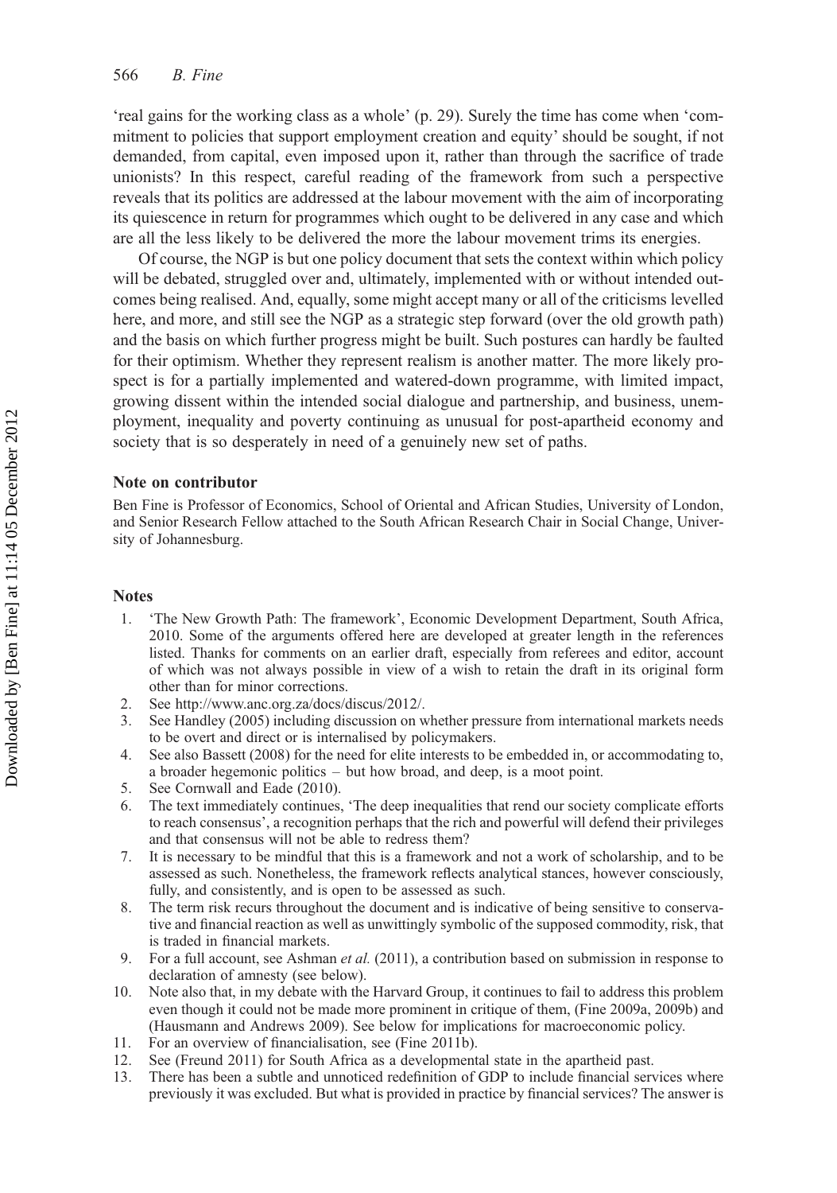'real gains for the working class as a whole' (p. 29). Surely the time has come when 'commitment to policies that support employment creation and equity' should be sought, if not demanded, from capital, even imposed upon it, rather than through the sacrifice of trade unionists? In this respect, careful reading of the framework from such a perspective reveals that its politics are addressed at the labour movement with the aim of incorporating its quiescence in return for programmes which ought to be delivered in any case and which are all the less likely to be delivered the more the labour movement trims its energies.

Of course, the NGP is but one policy document that sets the context within which policy will be debated, struggled over and, ultimately, implemented with or without intended outcomes being realised. And, equally, some might accept many or all of the criticisms levelled here, and more, and still see the NGP as a strategic step forward (over the old growth path) and the basis on which further progress might be built. Such postures can hardly be faulted for their optimism. Whether they represent realism is another matter. The more likely prospect is for a partially implemented and watered-down programme, with limited impact, growing dissent within the intended social dialogue and partnership, and business, unemployment, inequality and poverty continuing as unusual for post-apartheid economy and society that is so desperately in need of a genuinely new set of paths.

### Note on contributor

Ben Fine is Professor of Economics, School of Oriental and African Studies, University of London, and Senior Research Fellow attached to the South African Research Chair in Social Change, University of Johannesburg.

### Notes

1. 'The New Growth Path: The framework', Economic Development Department, South Africa, 2010. Some of the arguments offered here are developed at greater length in the references listed. Thanks for comments on an earlier draft, especially from referees and editor, account of which was not always possible in view of a wish to retain the draft in its original form other than for minor corrections.
2. See http://www.anc.org.za/docs/discus/2012/.
3. See Handley (2005) including discussion on whether pressure from international markets needs to be overt and direct or is internalised by policymakers.
4. See also Bassett (2008) for the need for elite interests to be embedded in, or accommodating to, a broader hegemonic politics – but how broad, and deep, is a moot point.
5. See Cornwall and Eade (2010).
6. The text immediately continues, 'The deep inequalities that rend our society complicate efforts to reach consensus', a recognition perhaps that the rich and powerful will defend their privileges and that consensus will not be able to redress them?
7. It is necessary to be mindful that this is a framework and not a work of scholarship, and to be assessed as such. Nonetheless, the framework reflects analytical stances, however consciously, fully, and consistently, and is open to be assessed as such.
8. The term risk recurs throughout the document and is indicative of being sensitive to conservative and financial reaction as well as unwittingly symbolic of the supposed commodity, risk, that is traded in financial markets.
9. For a full account, see Ashman *et al.* (2011), a contribution based on submission in response to declaration of amnesty (see below).
10. Note also that, in my debate with the Harvard Group, it continues to fail to address this problem even though it could not be made more prominent in critique of them, (Fine 2009a, 2009b) and (Hausmann and Andrews 2009). See below for implications for macroeconomic policy.
11. For an overview of financialisation, see (Fine 2011b).
12. See (Freund 2011) for South Africa as a developmental state in the apartheid past.
13. There has been a subtle and unnoticed redefinition of GDP to include financial services where previously it was excluded. But what is provided in practice by financial services? The answer is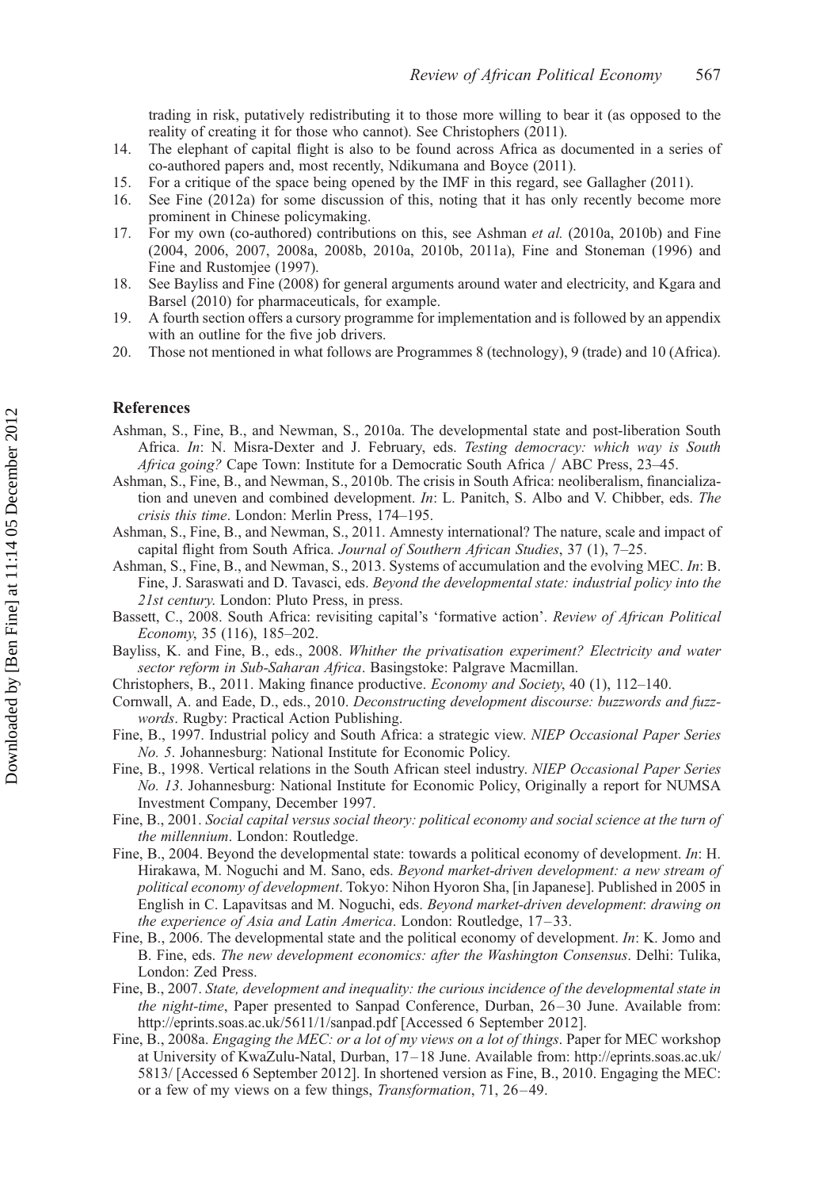trading in risk, putatively redistributing it to those more willing to bear it (as opposed to the reality of creating it for those who cannot). See Christophers (2011).

14. The elephant of capital flight is also to be found across Africa as documented in a series of co-authored papers and, most recently, Ndikumana and Boyce (2011).
15. For a critique of the space being opened by the IMF in this regard, see Gallagher (2011).
16. See Fine (2012a) for some discussion of this, noting that it has only recently become more prominent in Chinese policymaking.
17. For my own (co-authored) contributions on this, see Ashman *et al.* (2010a, 2010b) and Fine (2004, 2006, 2007, 2008a, 2008b, 2010a, 2010b, 2011a), Fine and Stoneman (1996) and Fine and Rustomjee (1997).
18. See Bayliss and Fine (2008) for general arguments around water and electricity, and Kgara and Barsel (2010) for pharmaceuticals, for example.
19. A fourth section offers a cursory programme for implementation and is followed by an appendix with an outline for the five job drivers.
20. Those not mentioned in what follows are Programmes 8 (technology), 9 (trade) and 10 (Africa).

## References

Ashman, S., Fine, B., and Newman, S., 2010a. The developmental state and post-liberation South Africa. *In*: N. Misra-Dexter and J. February, eds. *Testing democracy: which way is South Africa going?* Cape Town: Institute for a Democratic South Africa / ABC Press, 23–45.

Ashman, S., Fine, B., and Newman, S., 2010b. The crisis in South Africa: neoliberalism, financialization and uneven and combined development. *In*: L. Panitch, S. Albo and V. Chibber, eds. *The crisis this time*. London: Merlin Press, 174–195.

Ashman, S., Fine, B., and Newman, S., 2011. Amnesty international? The nature, scale and impact of capital flight from South Africa. *Journal of Southern African Studies*, 37 (1), 7–25.

Ashman, S., Fine, B., and Newman, S., 2013. Systems of accumulation and the evolving MEC. *In*: B. Fine, J. Saraswati and D. Tavasci, eds. *Beyond the developmental state: industrial policy into the 21st century*. London: Pluto Press, in press.

Bassett, C., 2008. South Africa: revisiting capital's 'formative action'. *Review of African Political Economy*, 35 (116), 185–202.

Bayliss, K. and Fine, B., eds., 2008. *Whither the privatisation experiment? Electricity and water sector reform in Sub-Saharan Africa*. Basingstoke: Palgrave Macmillan.

Christophers, B., 2011. Making finance productive. *Economy and Society*, 40 (1), 112–140.

Cornwall, A. and Eade, D., eds., 2010. *Deconstructing development discourse: buzzwords and fuzzwords*. Rugby: Practical Action Publishing.

Fine, B., 1997. Industrial policy and South Africa: a strategic view. *NIEP Occasional Paper Series No. 5*. Johannesburg: National Institute for Economic Policy.

Fine, B., 1998. Vertical relations in the South African steel industry. *NIEP Occasional Paper Series No. 13*. Johannesburg: National Institute for Economic Policy, Originally a report for NUMSA Investment Company, December 1997.

Fine, B., 2001. *Social capital versus social theory: political economy and social science at the turn of the millennium*. London: Routledge.

Fine, B., 2004. Beyond the developmental state: towards a political economy of development. *In*: H. Hirakawa, M. Noguchi and M. Sano, eds. *Beyond market-driven development: a new stream of political economy of development*. Tokyo: Nihon Hyoron Sha, [in Japanese]. Published in 2005 in English in C. Lapavitsas and M. Noguchi, eds. *Beyond market-driven development*: *drawing on the experience of Asia and Latin America*. London: Routledge, 17–33.

Fine, B., 2006. The developmental state and the political economy of development. *In*: K. Jomo and B. Fine, eds. *The new development economics: after the Washington Consensus*. Delhi: Tulika, London: Zed Press.

Fine, B., 2007. *State, development and inequality: the curious incidence of the developmental state in the night-time*, Paper presented to Sanpad Conference, Durban, 26–30 June. Available from: http://eprints.soas.ac.uk/5611/1/sanpad.pdf [Accessed 6 September 2012].

Fine, B., 2008a. *Engaging the MEC: or a lot of my views on a lot of things*. Paper for MEC workshop at University of KwaZulu-Natal, Durban, 17–18 June. Available from: http://eprints.soas.ac.uk/5813/ [Accessed 6 September 2012]. In shortened version as Fine, B., 2010. Engaging the MEC: or a few of my views on a few things, *Transformation*, 71, 26–49.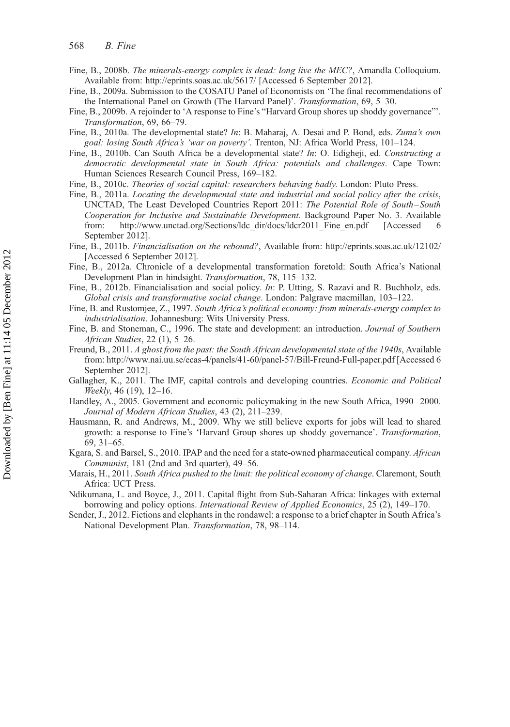Fine, B., 2008b. *The minerals-energy complex is dead: long live the MEC?*, Amandla Colloquium. Available from: http://eprints.soas.ac.uk/5617/ [Accessed 6 September 2012].

Fine, B., 2009a. Submission to the COSATU Panel of Economists on 'The final recommendations of the International Panel on Growth (The Harvard Panel)'. *Transformation*, 69, 5–30.

Fine, B., 2009b. A rejoinder to 'A response to Fine's "Harvard Group shores up shoddy governance"'. *Transformation*, 69, 66–79.

Fine, B., 2010a. The developmental state? *In*: B. Maharaj, A. Desai and P. Bond, eds. *Zuma's own goal: losing South Africa's 'war on poverty'*. Trenton, NJ: Africa World Press, 101–124.

Fine, B., 2010b. Can South Africa be a developmental state? *In*: O. Edigheji, ed. *Constructing a democratic developmental state in South Africa: potentials and challenges*. Cape Town: Human Sciences Research Council Press, 169–182.

Fine, B., 2010c. *Theories of social capital: researchers behaving badly*. London: Pluto Press.

Fine, B., 2011a. *Locating the developmental state and industrial and social policy after the crisis*, UNCTAD, The Least Developed Countries Report 2011: *The Potential Role of South–South Cooperation for Inclusive and Sustainable Development*. Background Paper No. 3. Available from: http://www.unctad.org/Sections/ldc_dir/docs/ldcr2011_Fine_en.pdf [Accessed 6 September 2012].

Fine, B., 2011b. *Financialisation on the rebound?*, Available from: http://eprints.soas.ac.uk/12102/ [Accessed 6 September 2012].

Fine, B., 2012a. Chronicle of a developmental transformation foretold: South Africa's National Development Plan in hindsight. *Transformation*, 78, 115–132.

Fine, B., 2012b. Financialisation and social policy. *In*: P. Utting, S. Razavi and R. Buchholz, eds. *Global crisis and transformative social change*. London: Palgrave macmillan, 103–122.

Fine, B. and Rustomjee, Z., 1997. *South Africa's political economy: from minerals-energy complex to industrialisation*. Johannesburg: Wits University Press.

Fine, B. and Stoneman, C., 1996. The state and development: an introduction. *Journal of Southern African Studies*, 22 (1), 5–26.

Freund, B., 2011. *A ghost from the past: the South African developmental state of the 1940s*, Available from: http://www.nai.uu.se/ecas-4/panels/41-60/panel-57/Bill-Freund-Full-paper.pdf [Accessed 6 September 2012].

Gallagher, K., 2011. The IMF, capital controls and developing countries. *Economic and Political Weekly*, 46 (19), 12–16.

Handley, A., 2005. Government and economic policymaking in the new South Africa, 1990–2000. *Journal of Modern African Studies*, 43 (2), 211–239.

Hausmann, R. and Andrews, M., 2009. Why we still believe exports for jobs will lead to shared growth: a response to Fine's 'Harvard Group shores up shoddy governance'. *Transformation*, 69, 31–65.

Kgara, S. and Barsel, S., 2010. IPAP and the need for a state-owned pharmaceutical company. *African Communist*, 181 (2nd and 3rd quarter), 49–56.

Marais, H., 2011. *South Africa pushed to the limit: the political economy of change*. Claremont, South Africa: UCT Press.

Ndikumana, L. and Boyce, J., 2011. Capital flight from Sub-Saharan Africa: linkages with external borrowing and policy options. *International Review of Applied Economics*, 25 (2), 149–170.

Sender, J., 2012. Fictions and elephants in the rondawel: a response to a brief chapter in South Africa's National Development Plan. *Transformation*, 78, 98–114.